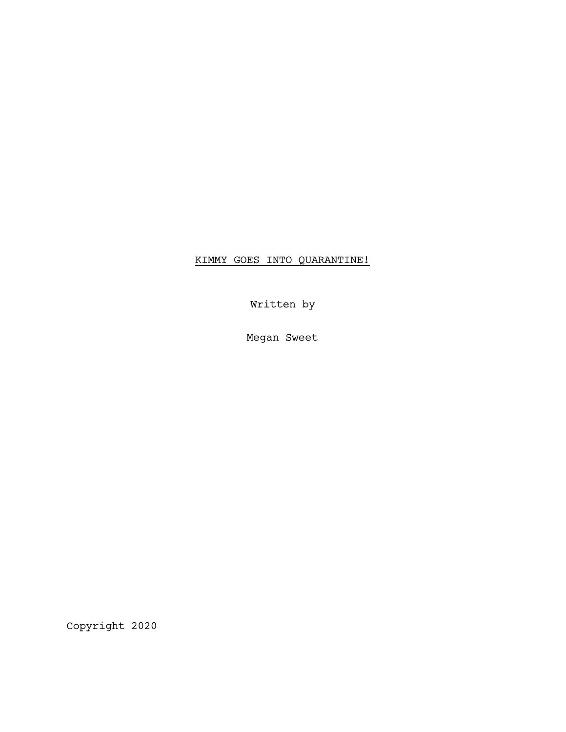# KIMMY GOES INTO QUARANTINE!

Written by

Megan Sweet

Copyright 2020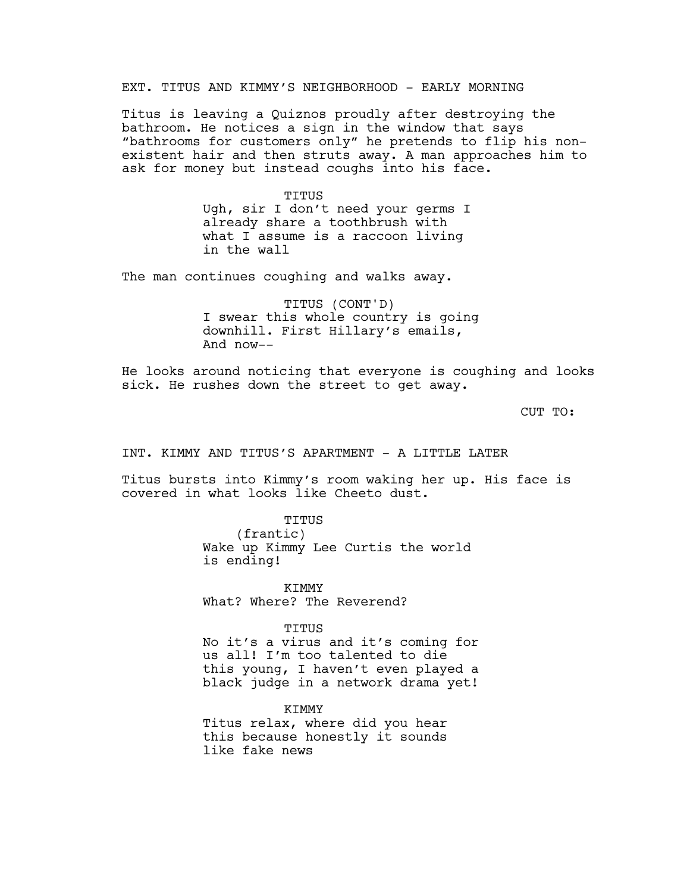EXT. TITUS AND KIMMY'S NEIGHBORHOOD - EARLY MORNING

Titus is leaving a Quiznos proudly after destroying the bathroom. He notices a sign in the window that says "bathrooms for customers only" he pretends to flip his non-existent hair and then struts away. A man approaches him to ask for money but instead coughs into his face.

TITUS
Ugh, sir I don't need your germs I already share a toothbrush with what I assume is a raccoon living in the wall

The man continues coughing and walks away.

TITUS (CONT'D)
I swear this whole country is going downhill. First Hillary's emails, And now--

He looks around noticing that everyone is coughing and looks sick. He rushes down the street to get away.

CUT TO:

INT. KIMMY AND TITUS'S APARTMENT - A LITTLE LATER

Titus bursts into Kimmy's room waking her up. His face is covered in what looks like Cheeto dust.

TITUS
(frantic)
Wake up Kimmy Lee Curtis the world is ending!

KIMMY
What? Where? The Reverend?

TITUS
No it's a virus and it's coming for us all! I'm too talented to die this young, I haven't even played a black judge in a network drama yet!

KIMMY
Titus relax, where did you hear this because honestly it sounds like fake news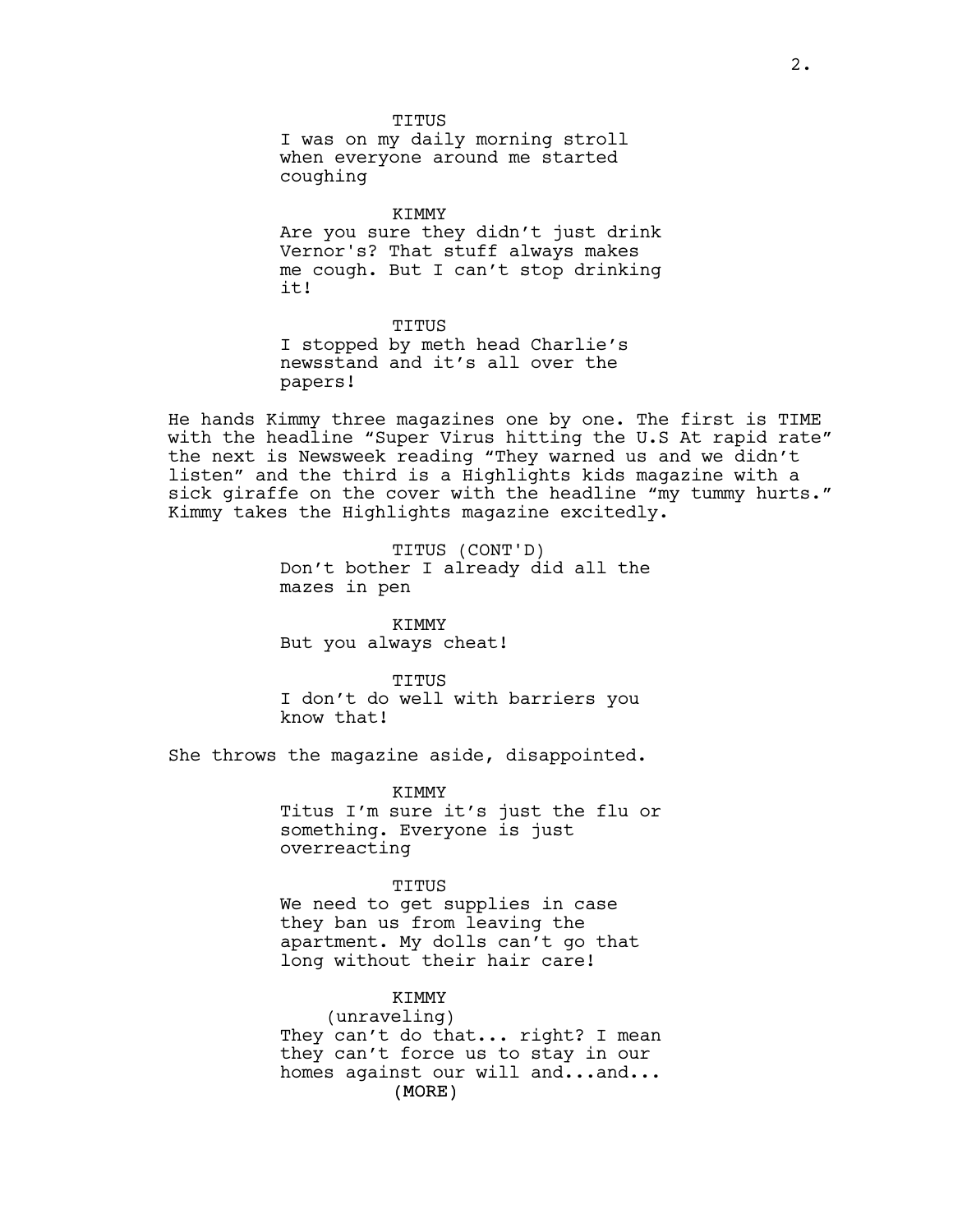TITUS
I was on my daily morning stroll when everyone around me started coughing

KIMMY
Are you sure they didn't just drink Vernor's? That stuff always makes me cough. But I can't stop drinking it!

TITUS
I stopped by meth head Charlie's newsstand and it's all over the papers!

He hands Kimmy three magazines one by one. The first is TIME with the headline "Super Virus hitting the U.S At rapid rate" the next is Newsweek reading "They warned us and we didn't listen" and the third is a Highlights kids magazine with a sick giraffe on the cover with the headline "my tummy hurts." Kimmy takes the Highlights magazine excitedly.

TITUS (CONT'D)
Don't bother I already did all the mazes in pen

KIMMY
But you always cheat!

TITUS
I don't do well with barriers you know that!

She throws the magazine aside, disappointed.

KIMMY
Titus I'm sure it's just the flu or something. Everyone is just overreacting

TITUS
We need to get supplies in case they ban us from leaving the apartment. My dolls can't go that long without their hair care!

KIMMY
(unraveling)
They can't do that... right? I mean they can't force us to stay in our homes against our will and...and...
(MORE)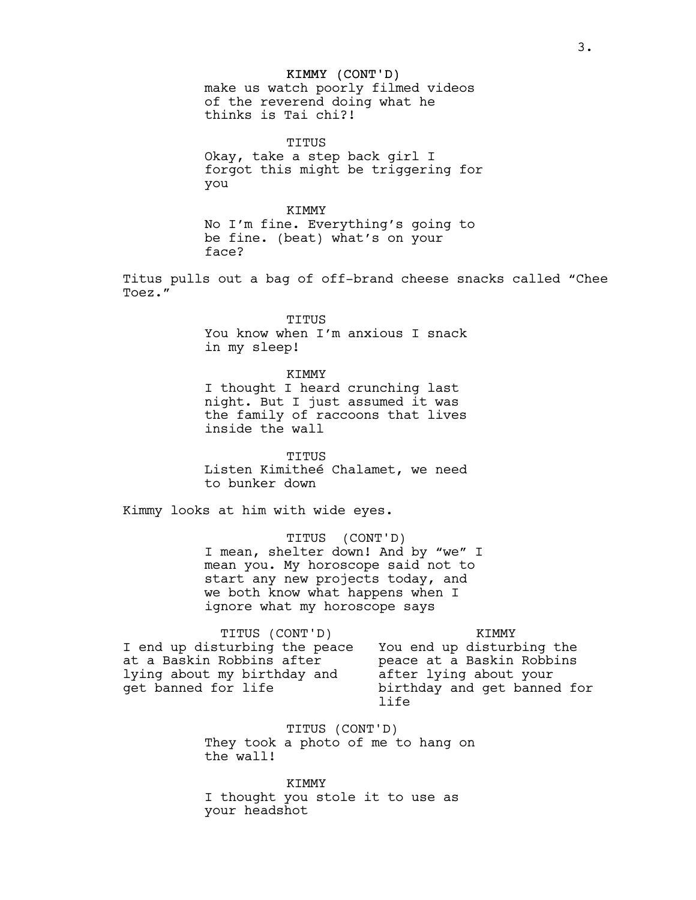KIMMY (CONT'D)
make us watch poorly filmed videos of the reverend doing what he thinks is Tai chi?!

TITUS
Okay, take a step back girl I forgot this might be triggering for you

KIMMY
No I'm fine. Everything's going to be fine. (beat) what's on your face?

Titus pulls out a bag of off-brand cheese snacks called "Chee Toez."

TITUS
You know when I'm anxious I snack in my sleep!

KIMMY
I thought I heard crunching last night. But I just assumed it was the family of raccoons that lives inside the wall

TITUS
Listen Kimitheé Chalamet, we need to bunker down

Kimmy looks at him with wide eyes.

TITUS (CONT'D)
I mean, shelter down! And by "we" I mean you. My horoscope said not to start any new projects today, and we both know what happens when I ignore what my horoscope says

TITUS (CONT'D)
I end up disturbing the peace at a Baskin Robbins after lying about my birthday and get banned for life

KIMMY
You end up disturbing the peace at a Baskin Robbins after lying about your birthday and get banned for life

TITUS (CONT'D)
They took a photo of me to hang on the wall!

KIMMY
I thought you stole it to use as your headshot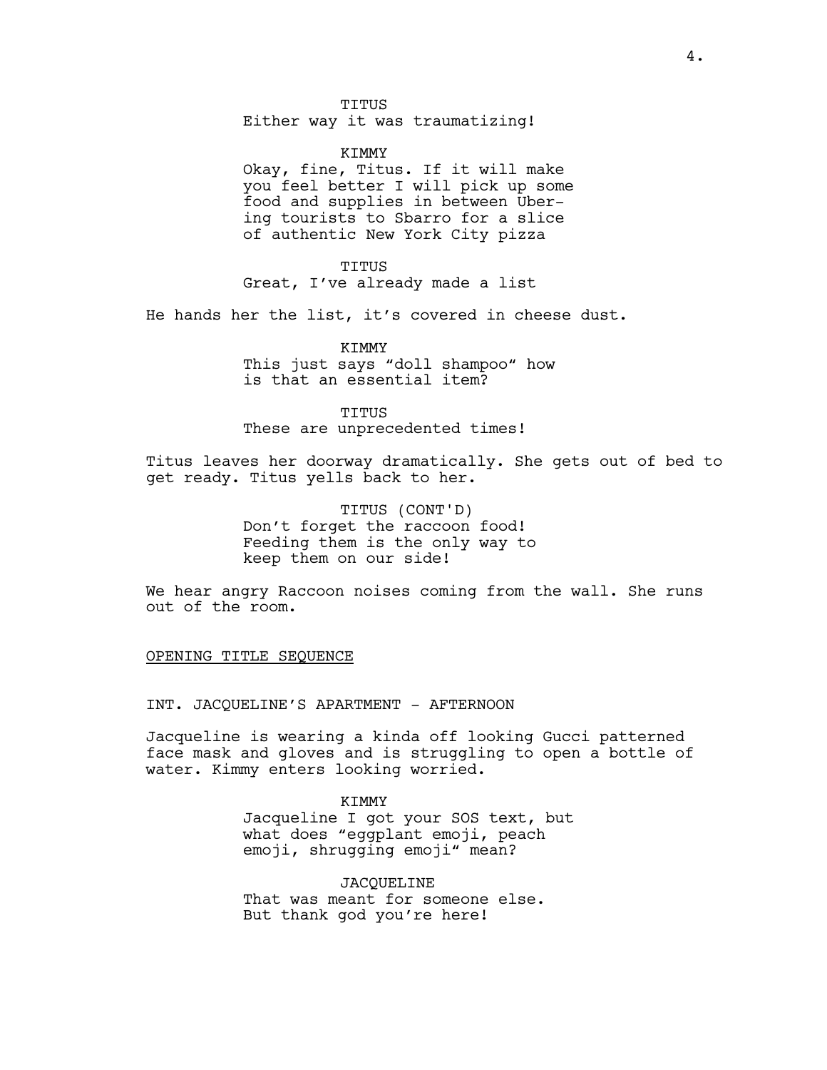TITUS

Either way it was traumatizing!

KIMMY

Okay, fine, Titus. If it will make you feel better I will pick up some food and supplies in between Uber-ing tourists to Sbarro for a slice of authentic New York City pizza

TITUS

Great, I've already made a list

He hands her the list, it's covered in cheese dust.

KIMMY

This just says "doll shampoo" how is that an essential item?

TITUS

These are unprecedented times!

Titus leaves her doorway dramatically. She gets out of bed to get ready. Titus yells back to her.

TITUS (CONT'D)

Don't forget the raccoon food! Feeding them is the only way to keep them on our side!

We hear angry Raccoon noises coming from the wall. She runs out of the room.

<u>OPENING TITLE SEQUENCE</u>

INT. JACQUELINE'S APARTMENT - AFTERNOON

Jacqueline is wearing a kinda off looking Gucci patterned face mask and gloves and is struggling to open a bottle of water. Kimmy enters looking worried.

KIMMY

Jacqueline I got your SOS text, but what does "eggplant emoji, peach emoji, shrugging emoji" mean?

JACQUELINE

That was meant for someone else. But thank god you're here!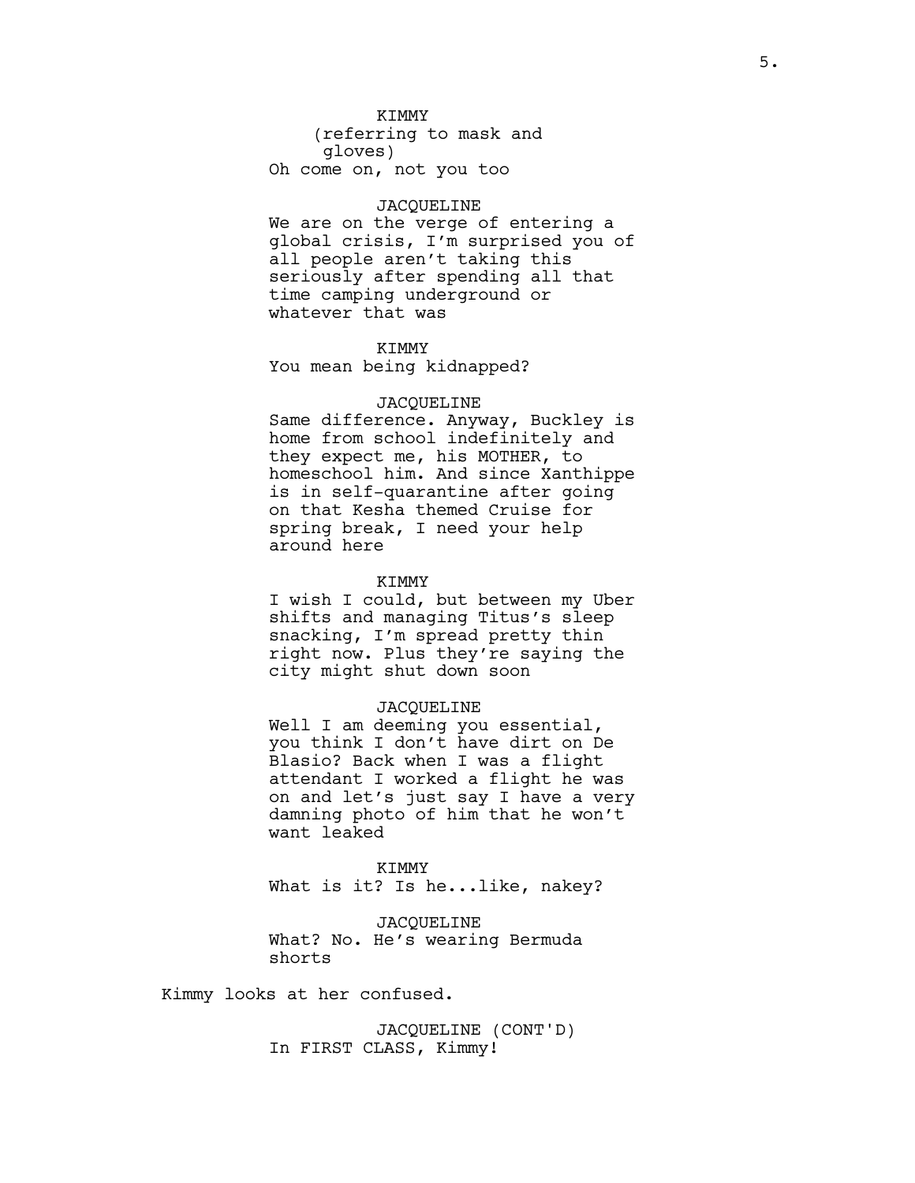KIMMY
(referring to mask and gloves)
Oh come on, not you too

JACQUELINE
We are on the verge of entering a global crisis, I'm surprised you of all people aren't taking this seriously after spending all that time camping underground or whatever that was

KIMMY
You mean being kidnapped?

JACQUELINE
Same difference. Anyway, Buckley is home from school indefinitely and they expect me, his MOTHER, to homeschool him. And since Xanthippe is in self-quarantine after going on that Kesha themed Cruise for spring break, I need your help around here

KIMMY
I wish I could, but between my Uber shifts and managing Titus's sleep snacking, I'm spread pretty thin right now. Plus they're saying the city might shut down soon

JACQUELINE
Well I am deeming you essential, you think I don't have dirt on De Blasio? Back when I was a flight attendant I worked a flight he was on and let's just say I have a very damning photo of him that he won't want leaked

KIMMY
What is it? Is he...like, nakey?

JACQUELINE
What? No. He's wearing Bermuda shorts

Kimmy looks at her confused.

JACQUELINE (CONT'D)
In FIRST CLASS, Kimmy!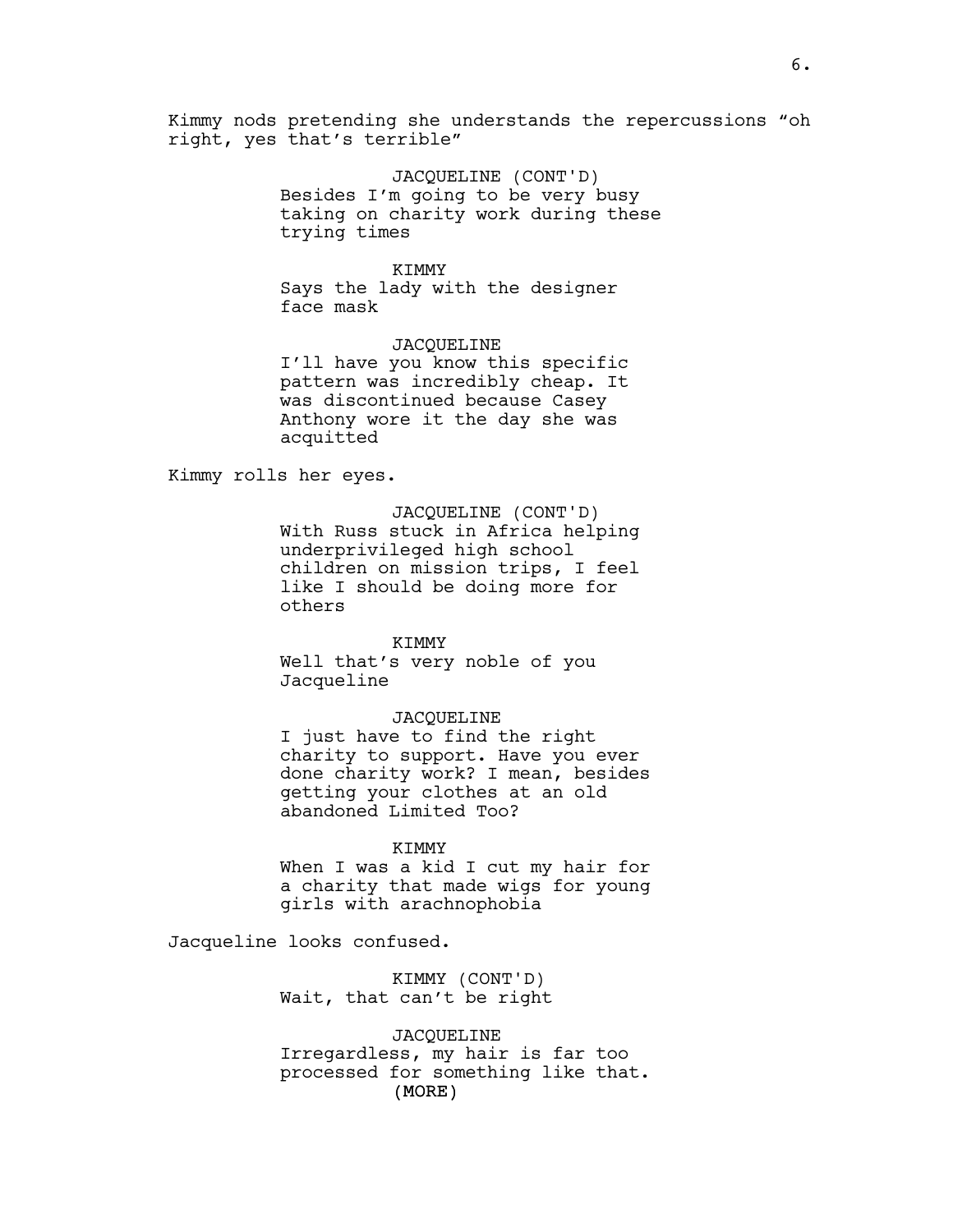Kimmy nods pretending she understands the repercussions “oh right, yes that’s terrible”

JACQUELINE (CONT'D)
Besides I’m going to be very busy taking on charity work during these trying times

KIMMY
Says the lady with the designer face mask

JACQUELINE
I’ll have you know this specific pattern was incredibly cheap. It was discontinued because Casey Anthony wore it the day she was acquitted

Kimmy rolls her eyes.

JACQUELINE (CONT'D)
With Russ stuck in Africa helping underprivileged high school children on mission trips, I feel like I should be doing more for others

KIMMY
Well that’s very noble of you Jacqueline

JACQUELINE
I just have to find the right charity to support. Have you ever done charity work? I mean, besides getting your clothes at an old abandoned Limited Too?

KIMMY
When I was a kid I cut my hair for a charity that made wigs for young girls with arachnophobia

Jacqueline looks confused.

KIMMY (CONT'D)
Wait, that can’t be right

JACQUELINE
Irregardless, my hair is far too processed for something like that.
(MORE)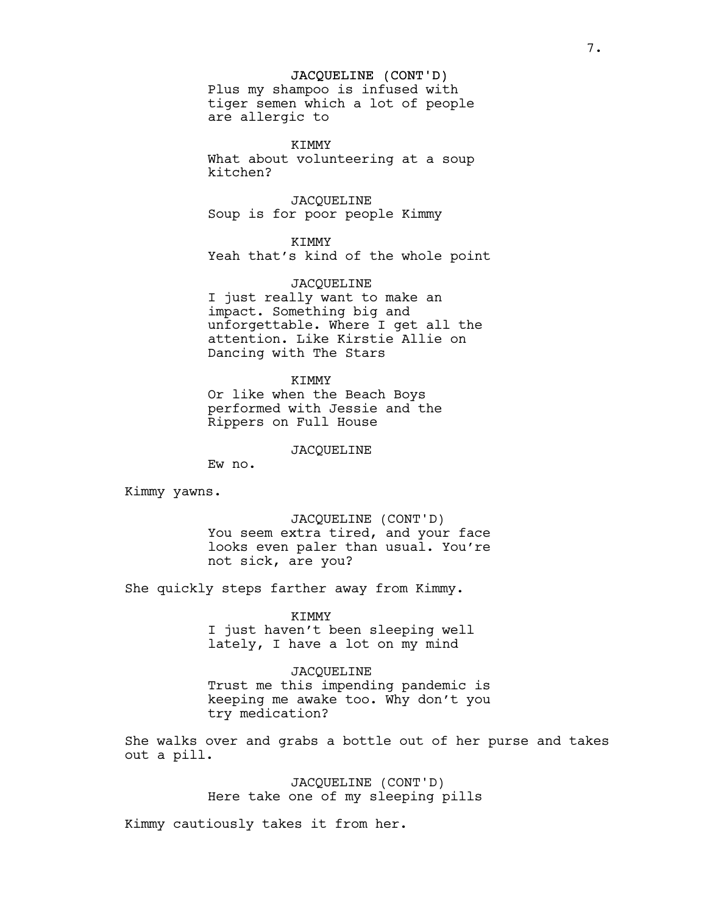JACQUELINE (CONT'D)
Plus my shampoo is infused with tiger semen which a lot of people are allergic to

KIMMY
What about volunteering at a soup kitchen?

JACQUELINE
Soup is for poor people Kimmy

KIMMY
Yeah that's kind of the whole point

JACQUELINE
I just really want to make an impact. Something big and unforgettable. Where I get all the attention. Like Kirstie Allie on Dancing with The Stars

KIMMY
Or like when the Beach Boys performed with Jessie and the Rippers on Full House

JACQUELINE
Ew no.

Kimmy yawns.

JACQUELINE (CONT'D)
You seem extra tired, and your face looks even paler than usual. You're not sick, are you?

She quickly steps farther away from Kimmy.

KIMMY
I just haven't been sleeping well lately, I have a lot on my mind

JACQUELINE
Trust me this impending pandemic is keeping me awake too. Why don't you try medication?

She walks over and grabs a bottle out of her purse and takes out a pill.

JACQUELINE (CONT'D)
Here take one of my sleeping pills

Kimmy cautiously takes it from her.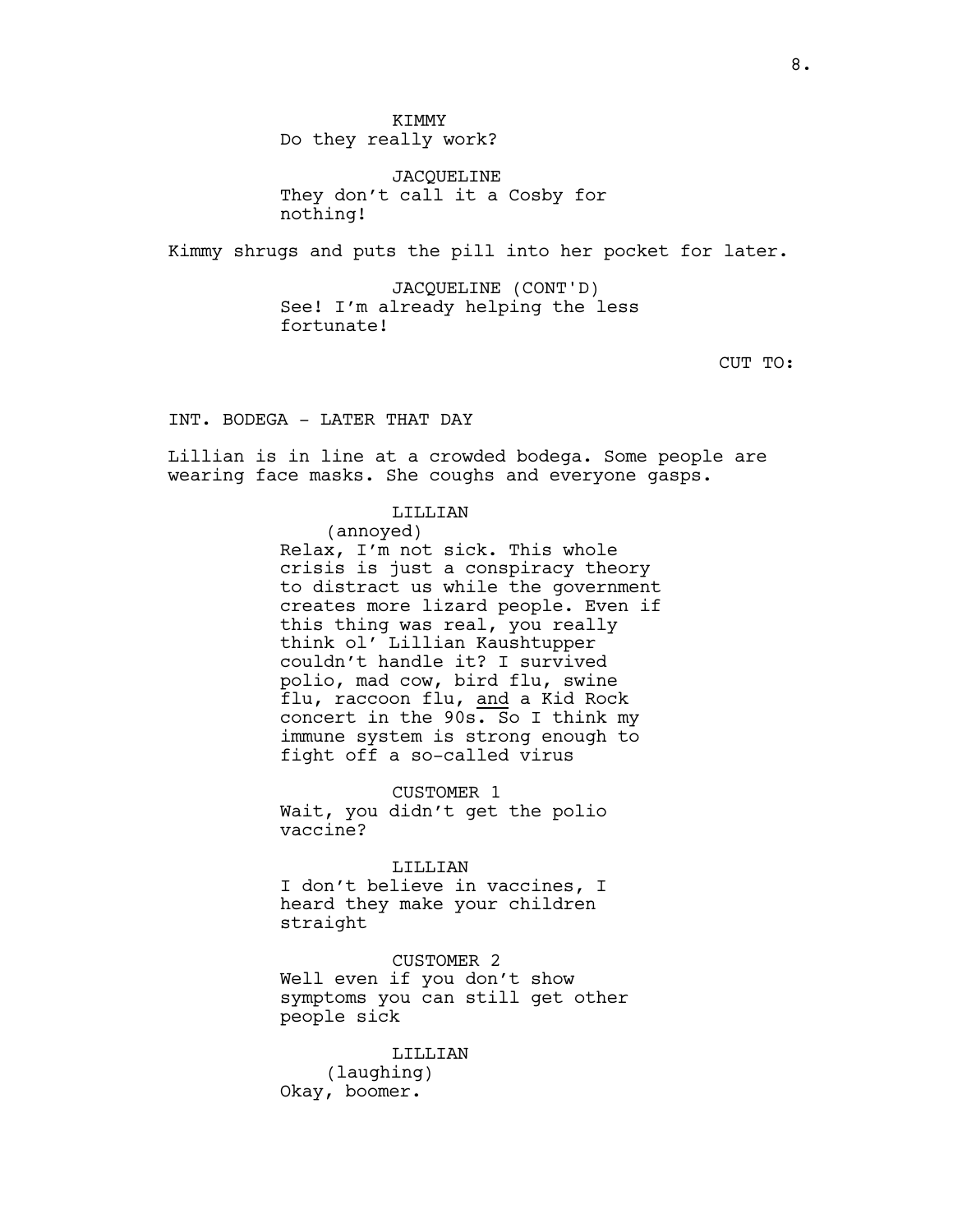KIMMY
Do they really work?

JACQUELINE
They don't call it a Cosby for nothing!

Kimmy shrugs and puts the pill into her pocket for later.

JACQUELINE (CONT'D)
See! I'm already helping the less fortunate!

CUT TO:

INT. BODEGA - LATER THAT DAY

Lillian is in line at a crowded bodega. Some people are wearing face masks. She coughs and everyone gasps.

LILLIAN
(annoyed)
Relax, I'm not sick. This whole crisis is just a conspiracy theory to distract us while the government creates more lizard people. Even if this thing was real, you really think ol' Lillian Kaushtupper couldn't handle it? I survived polio, mad cow, bird flu, swine flu, raccoon flu, <u>and</u> a Kid Rock concert in the 90s. So I think my immune system is strong enough to fight off a so-called virus

CUSTOMER 1
Wait, you didn't get the polio vaccine?

LILLIAN
I don't believe in vaccines, I heard they make your children straight

CUSTOMER 2
Well even if you don't show symptoms you can still get other people sick

LILLIAN
(laughing)
Okay, boomer.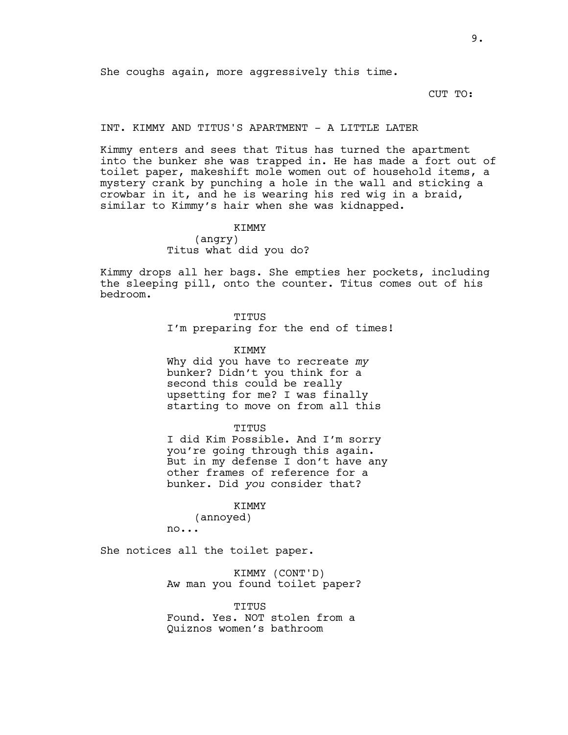She coughs again, more aggressively this time.

CUT TO:

INT. KIMMY AND TITUS'S APARTMENT - A LITTLE LATER

Kimmy enters and sees that Titus has turned the apartment into the bunker she was trapped in. He has made a fort out of toilet paper, makeshift mole women out of household items, a mystery crank by punching a hole in the wall and sticking a crowbar in it, and he is wearing his red wig in a braid, similar to Kimmy's hair when she was kidnapped.

KIMMY
(angry)
Titus what did you do?

Kimmy drops all her bags. She empties her pockets, including the sleeping pill, onto the counter. Titus comes out of his bedroom.

TITUS
I'm preparing for the end of times!

KIMMY
Why did you have to recreate *my* bunker? Didn't you think for a second this could be really upsetting for me? I was finally starting to move on from all this

TITUS
I did Kim Possible. And I'm sorry you're going through this again. But in my defense I don't have any other frames of reference for a bunker. Did *you* consider that?

KIMMY
(annoyed)
no...

She notices all the toilet paper.

KIMMY (CONT'D)
Aw man you found toilet paper?

TITUS
Found. Yes. NOT stolen from a Quiznos women's bathroom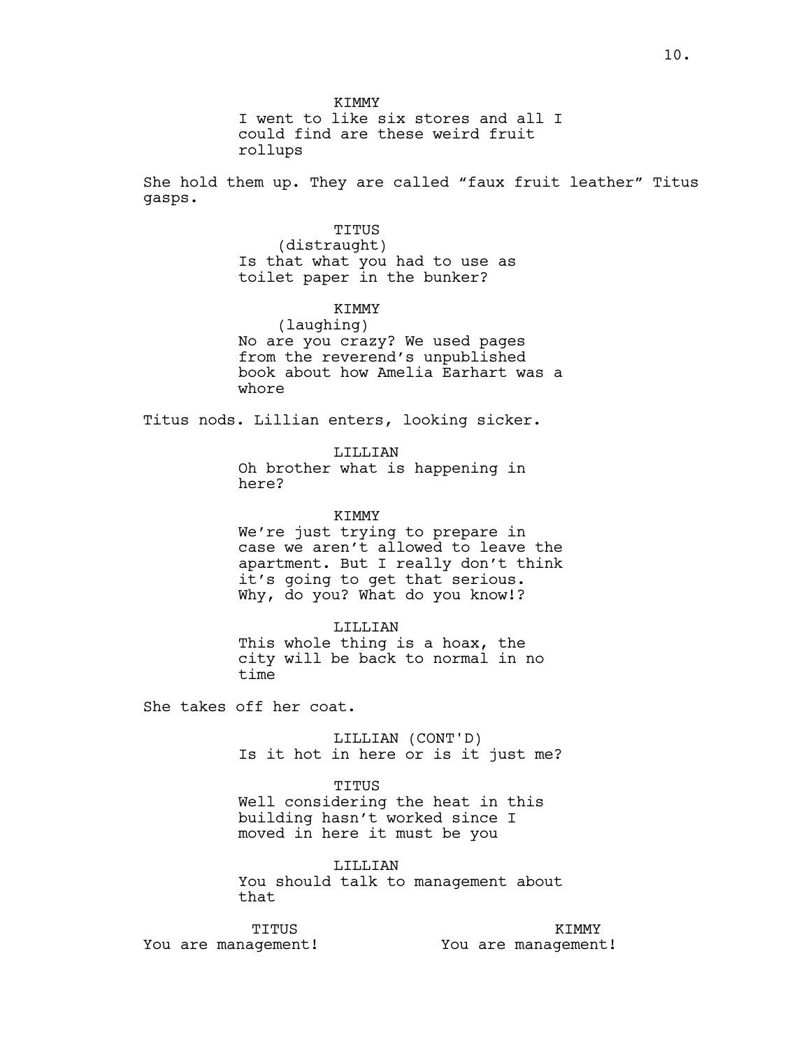KIMMY
I went to like six stores and all I could find are these weird fruit rollups

She hold them up. They are called “faux fruit leather” Titus gasps.

TITUS
(distraught)
Is that what you had to use as toilet paper in the bunker?

KIMMY
(laughing)
No are you crazy? We used pages from the reverend’s unpublished book about how Amelia Earhart was a whore

Titus nods. Lillian enters, looking sicker.

LILLIAN
Oh brother what is happening in here?

KIMMY
We’re just trying to prepare in case we aren’t allowed to leave the apartment. But I really don’t think it’s going to get that serious. Why, do you? What do you know!?

LILLIAN
This whole thing is a hoax, the city will be back to normal in no time

She takes off her coat.

LILLIAN (CONT'D)
Is it hot in here or is it just me?

TITUS
Well considering the heat in this building hasn’t worked since I moved in here it must be you

LILLIAN
You should talk to management about that

TITUS
You are management!

KIMMY
You are management!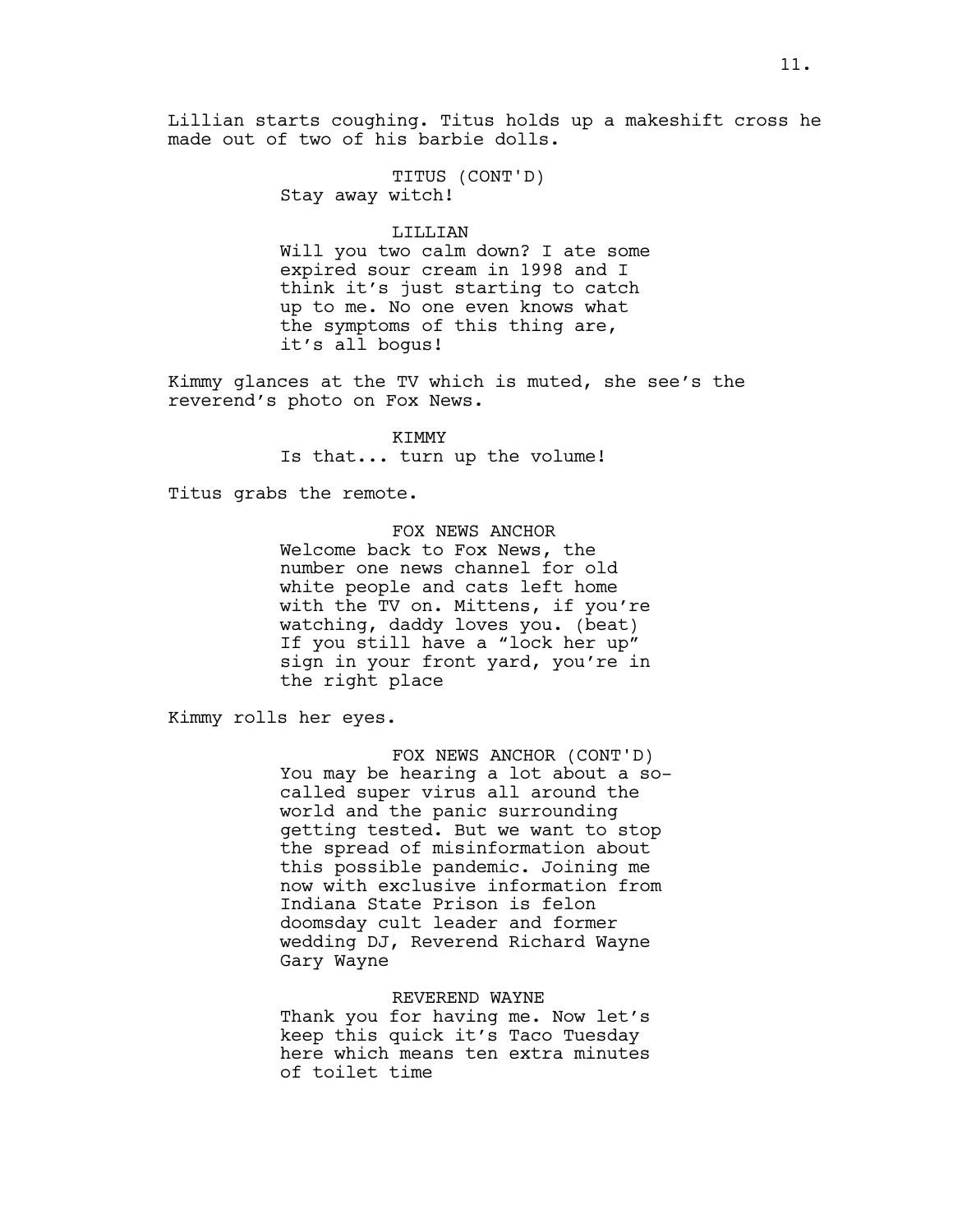Lillian starts coughing. Titus holds up a makeshift cross he made out of two of his barbie dolls.

TITUS (CONT'D)
Stay away witch!

LILLIAN
Will you two calm down? I ate some expired sour cream in 1998 and I think it's just starting to catch up to me. No one even knows what the symptoms of this thing are, it's all bogus!

Kimmy glances at the TV which is muted, she see's the reverend's photo on Fox News.

KIMMY
Is that... turn up the volume!

Titus grabs the remote.

FOX NEWS ANCHOR
Welcome back to Fox News, the number one news channel for old white people and cats left home with the TV on. Mittens, if you're watching, daddy loves you. (beat) If you still have a "lock her up" sign in your front yard, you're in the right place

Kimmy rolls her eyes.

FOX NEWS ANCHOR (CONT'D)
You may be hearing a lot about a so-called super virus all around the world and the panic surrounding getting tested. But we want to stop the spread of misinformation about this possible pandemic. Joining me now with exclusive information from Indiana State Prison is felon doomsday cult leader and former wedding DJ, Reverend Richard Wayne Gary Wayne

REVEREND WAYNE
Thank you for having me. Now let's keep this quick it's Taco Tuesday here which means ten extra minutes of toilet time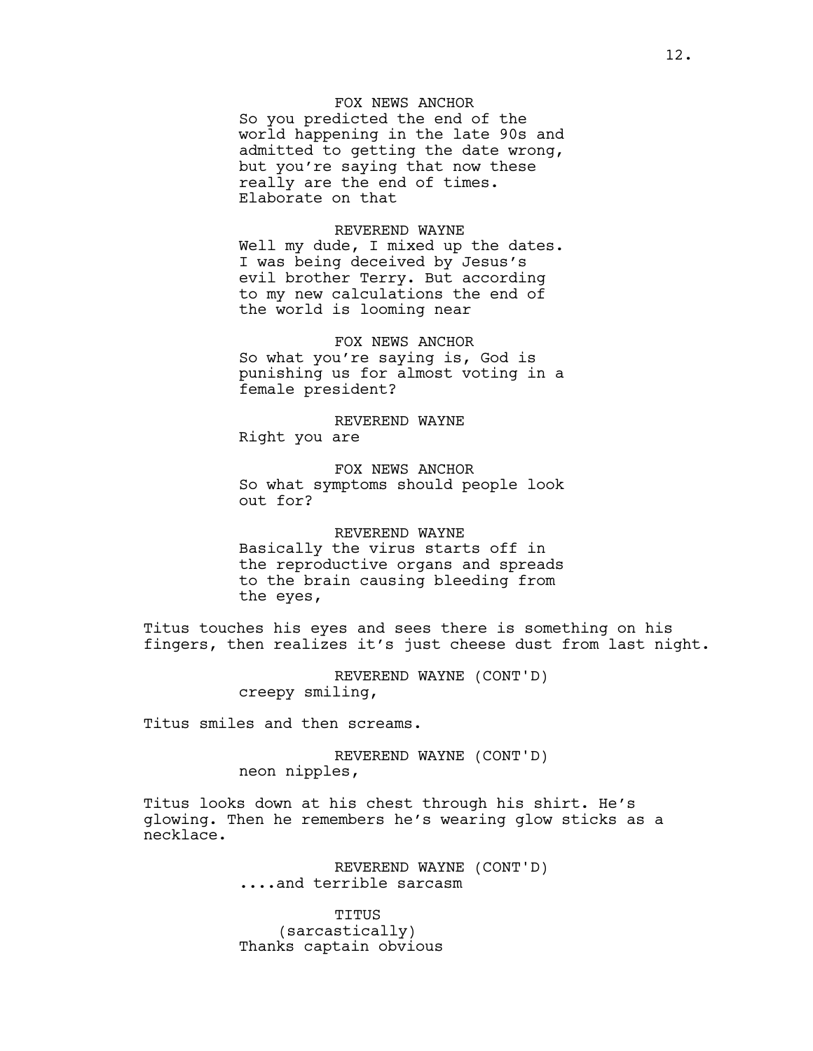FOX NEWS ANCHOR
So you predicted the end of the world happening in the late 90s and admitted to getting the date wrong, but you're saying that now these really are the end of times. Elaborate on that

REVEREND WAYNE
Well my dude, I mixed up the dates. I was being deceived by Jesus's evil brother Terry. But according to my new calculations the end of the world is looming near

FOX NEWS ANCHOR
So what you're saying is, God is punishing us for almost voting in a female president?

REVEREND WAYNE
Right you are

FOX NEWS ANCHOR
So what symptoms should people look out for?

REVEREND WAYNE
Basically the virus starts off in the reproductive organs and spreads to the brain causing bleeding from the eyes,

Titus touches his eyes and sees there is something on his fingers, then realizes it's just cheese dust from last night.

REVEREND WAYNE (CONT'D)
creepy smiling,

Titus smiles and then screams.

REVEREND WAYNE (CONT'D)
neon nipples,

Titus looks down at his chest through his shirt. He's glowing. Then he remembers he's wearing glow sticks as a necklace.

REVEREND WAYNE (CONT'D)
....and terrible sarcasm

TITUS
(sarcastically)
Thanks captain obvious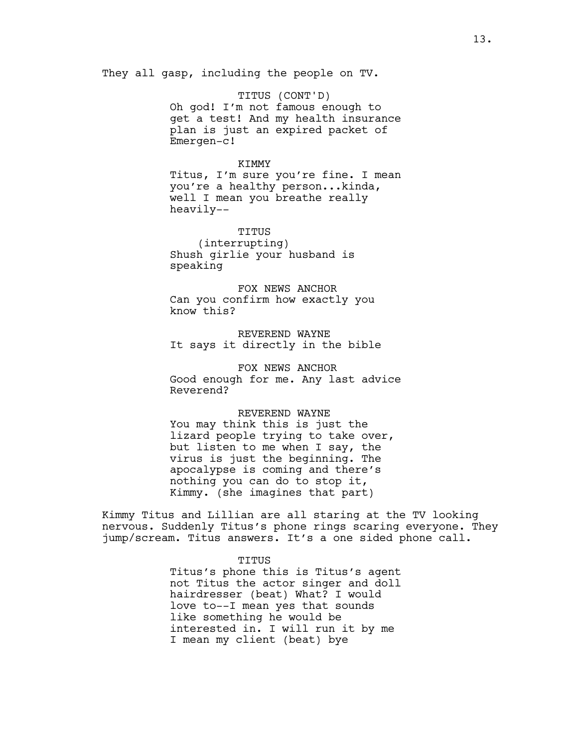They all gasp, including the people on TV.

TITUS (CONT'D)
Oh god! I'm not famous enough to get a test! And my health insurance plan is just an expired packet of Emergen-c!

KIMMY
Titus, I'm sure you're fine. I mean you're a healthy person...kinda, well I mean you breathe really heavily--

TITUS
(interrupting)
Shush girlie your husband is speaking

FOX NEWS ANCHOR
Can you confirm how exactly you know this?

REVEREND WAYNE
It says it directly in the bible

FOX NEWS ANCHOR
Good enough for me. Any last advice Reverend?

REVEREND WAYNE
You may think this is just the lizard people trying to take over, but listen to me when I say, the virus is just the beginning. The apocalypse is coming and there's nothing you can do to stop it, Kimmy. (she imagines that part)

Kimmy Titus and Lillian are all staring at the TV looking nervous. Suddenly Titus's phone rings scaring everyone. They jump/scream. Titus answers. It's a one sided phone call.

TITUS
Titus's phone this is Titus's agent not Titus the actor singer and doll hairdresser (beat) What? I would love to--I mean yes that sounds like something he would be interested in. I will run it by me I mean my client (beat) bye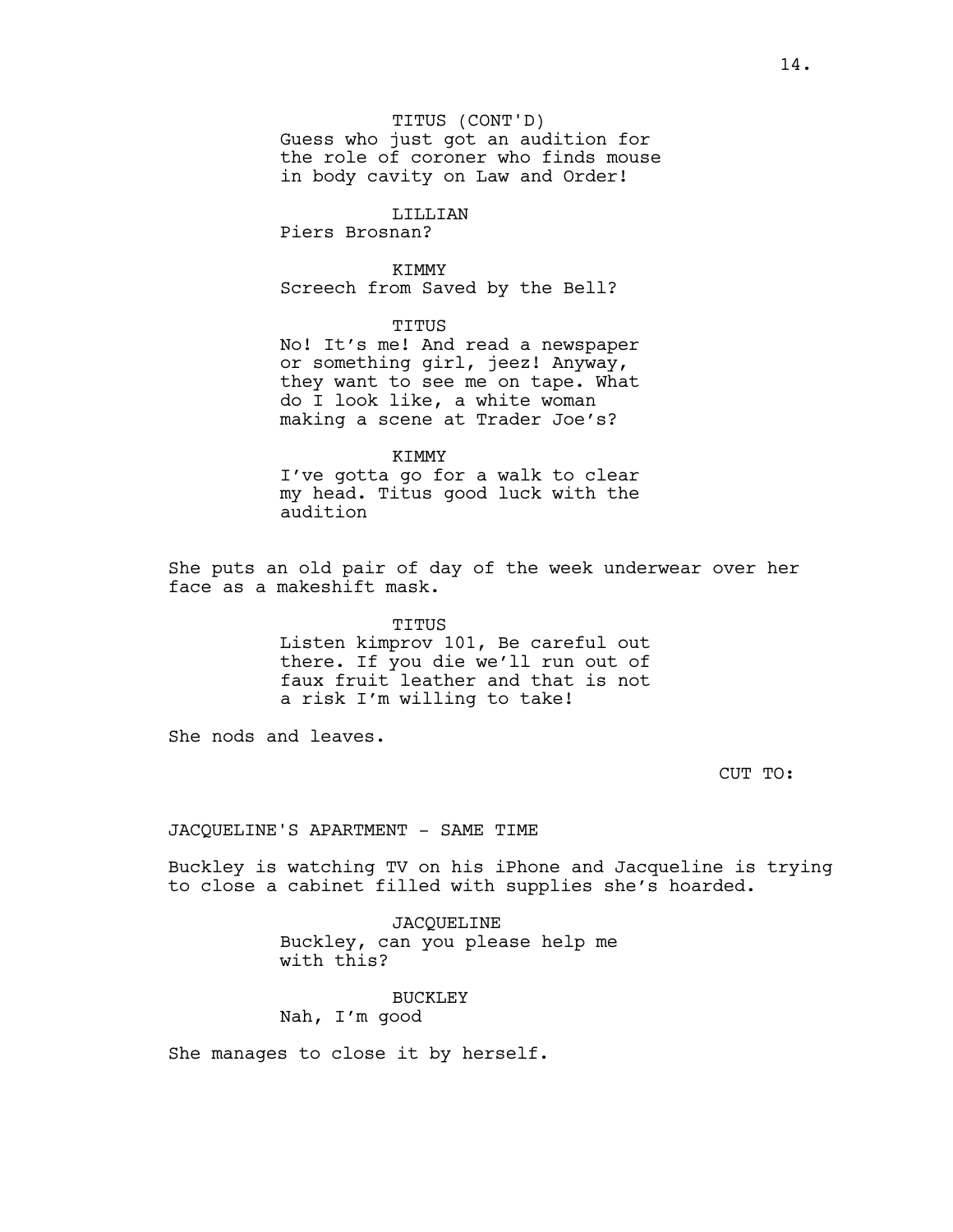TITUS (CONT'D)
Guess who just got an audition for the role of coroner who finds mouse in body cavity on Law and Order!

LILLIAN
Piers Brosnan?

KIMMY
Screech from Saved by the Bell?

TITUS
No! It's me! And read a newspaper or something girl, jeez! Anyway, they want to see me on tape. What do I look like, a white woman making a scene at Trader Joe's?

KIMMY
I've gotta go for a walk to clear my head. Titus good luck with the audition

She puts an old pair of day of the week underwear over her face as a makeshift mask.

TITUS
Listen kimprov 101, Be careful out there. If you die we'll run out of faux fruit leather and that is not a risk I'm willing to take!

She nods and leaves.

CUT TO:

JACQUELINE'S APARTMENT - SAME TIME

Buckley is watching TV on his iPhone and Jacqueline is trying to close a cabinet filled with supplies she's hoarded.

JACQUELINE
Buckley, can you please help me with this?

BUCKLEY
Nah, I'm good

She manages to close it by herself.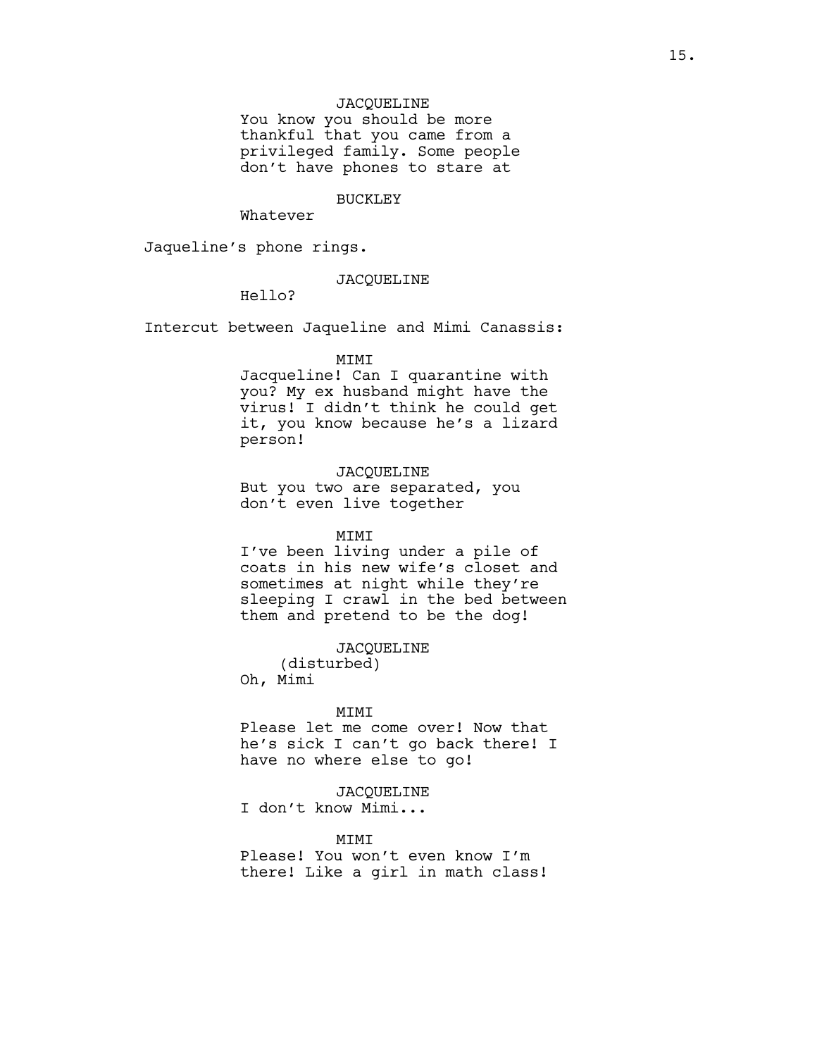JACQUELINE
You know you should be more thankful that you came from a privileged family. Some people don't have phones to stare at

BUCKLEY
Whatever

Jaqueline's phone rings.

JACQUELINE
Hello?

Intercut between Jaqueline and Mimi Canassis:

MIMI
Jacqueline! Can I quarantine with you? My ex husband might have the virus! I didn't think he could get it, you know because he's a lizard person!

JACQUELINE
But you two are separated, you don't even live together

MIMI
I've been living under a pile of coats in his new wife's closet and sometimes at night while they're sleeping I crawl in the bed between them and pretend to be the dog!

JACQUELINE
(disturbed)
Oh, Mimi

MIMI
Please let me come over! Now that he's sick I can't go back there! I have no where else to go!

JACQUELINE
I don't know Mimi...

MIMI
Please! You won't even know I'm there! Like a girl in math class!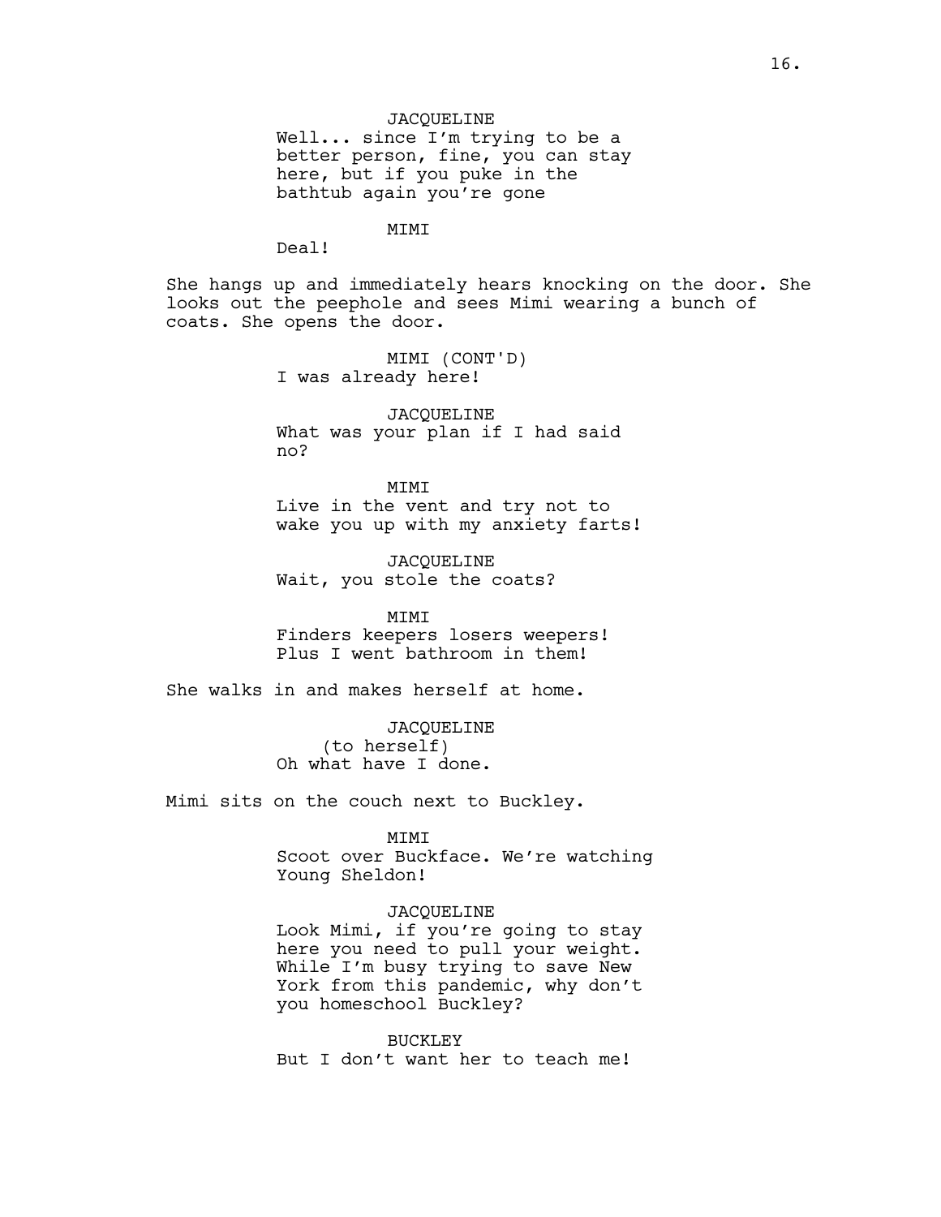JACQUELINE
Well... since I'm trying to be a better person, fine, you can stay here, but if you puke in the bathtub again you're gone

MIMI
Deal!

She hangs up and immediately hears knocking on the door. She looks out the peephole and sees Mimi wearing a bunch of coats. She opens the door.

MIMI (CONT'D)
I was already here!

JACQUELINE
What was your plan if I had said no?

MIMI
Live in the vent and try not to wake you up with my anxiety farts!

JACQUELINE
Wait, you stole the coats?

MIMI
Finders keepers losers weepers! Plus I went bathroom in them!

She walks in and makes herself at home.

JACQUELINE
(to herself)
Oh what have I done.

Mimi sits on the couch next to Buckley.

MIMI
Scoot over Buckface. We're watching Young Sheldon!

JACQUELINE
Look Mimi, if you're going to stay here you need to pull your weight. While I'm busy trying to save New York from this pandemic, why don't you homeschool Buckley?

BUCKLEY
But I don't want her to teach me!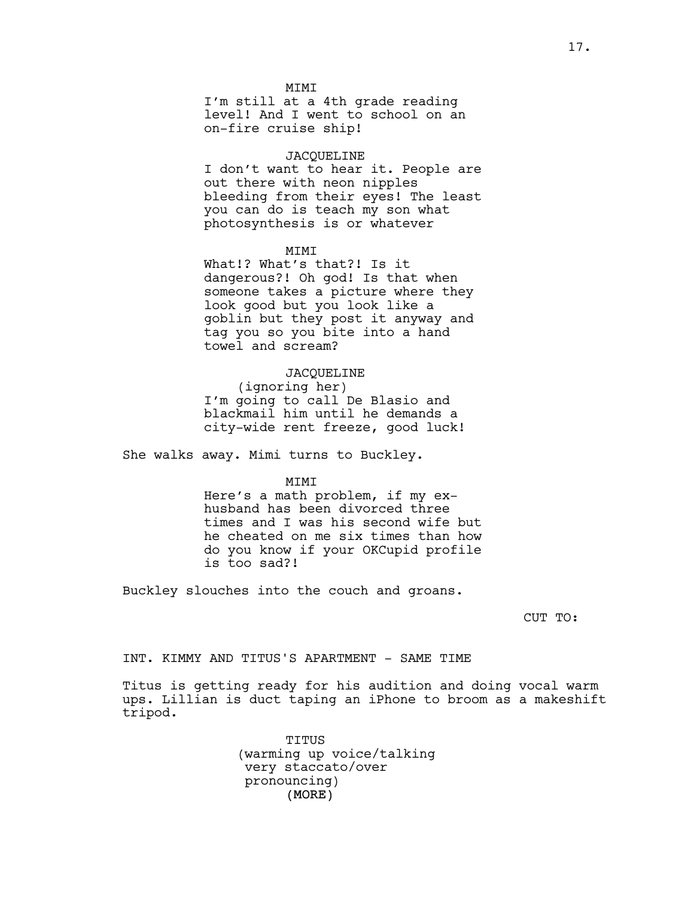MIMI

I'm still at a 4th grade reading level! And I went to school on an on-fire cruise ship!

JACQUELINE

I don't want to hear it. People are out there with neon nipples bleeding from their eyes! The least you can do is teach my son what photosynthesis is or whatever

MIMI

What!? What's that?! Is it dangerous?! Oh god! Is that when someone takes a picture where they look good but you look like a goblin but they post it anyway and tag you so you bite into a hand towel and scream?

JACQUELINE

(ignoring her)

I'm going to call De Blasio and blackmail him until he demands a city-wide rent freeze, good luck!

She walks away. Mimi turns to Buckley.

MIMI

Here's a math problem, if my ex-husband has been divorced three times and I was his second wife but he cheated on me six times than how do you know if your OKCupid profile is too sad?!

Buckley slouches into the couch and groans.

CUT TO:

INT. KIMMY AND TITUS'S APARTMENT - SAME TIME

Titus is getting ready for his audition and doing vocal warm ups. Lillian is duct taping an iPhone to broom as a makeshift tripod.

TITUS

(warming up voice/talking very staccato/over pronouncing)

(MORE)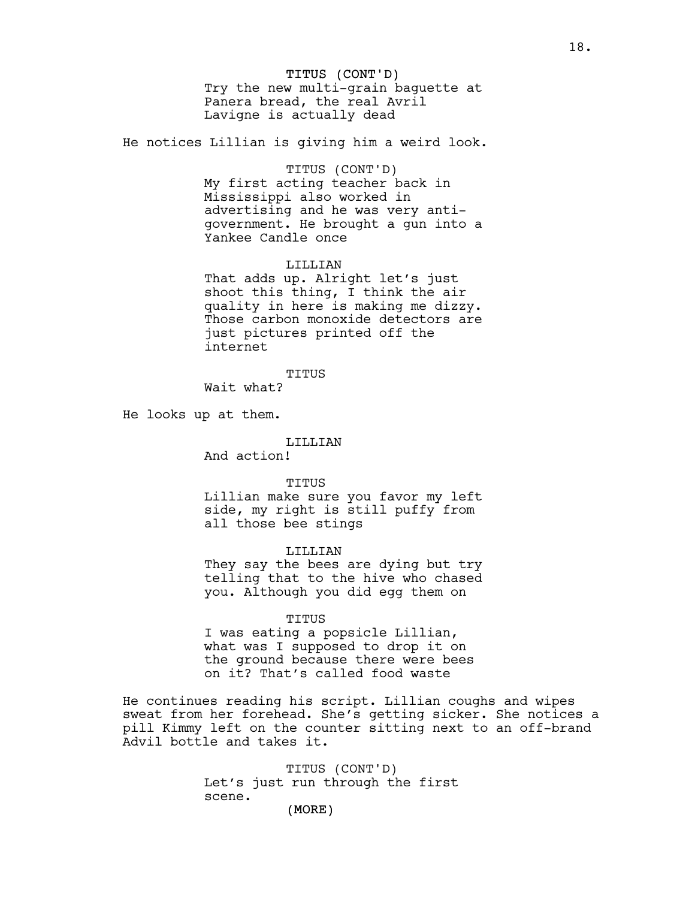TITUS (CONT'D)
Try the new multi-grain baguette at Panera bread, the real Avril Lavigne is actually dead

He notices Lillian is giving him a weird look.

TITUS (CONT'D)
My first acting teacher back in Mississippi also worked in advertising and he was very anti-government. He brought a gun into a Yankee Candle once

LILLIAN
That adds up. Alright let's just shoot this thing, I think the air quality in here is making me dizzy. Those carbon monoxide detectors are just pictures printed off the internet

TITUS
Wait what?

He looks up at them.

LILLIAN
And action!

TITUS
Lillian make sure you favor my left side, my right is still puffy from all those bee stings

LILLIAN
They say the bees are dying but try telling that to the hive who chased you. Although you did egg them on

TITUS
I was eating a popsicle Lillian, what was I supposed to drop it on the ground because there were bees on it? That's called food waste

He continues reading his script. Lillian coughs and wipes sweat from her forehead. She's getting sicker. She notices a pill Kimmy left on the counter sitting next to an off-brand Advil bottle and takes it.

TITUS (CONT'D)
Let's just run through the first scene.
(MORE)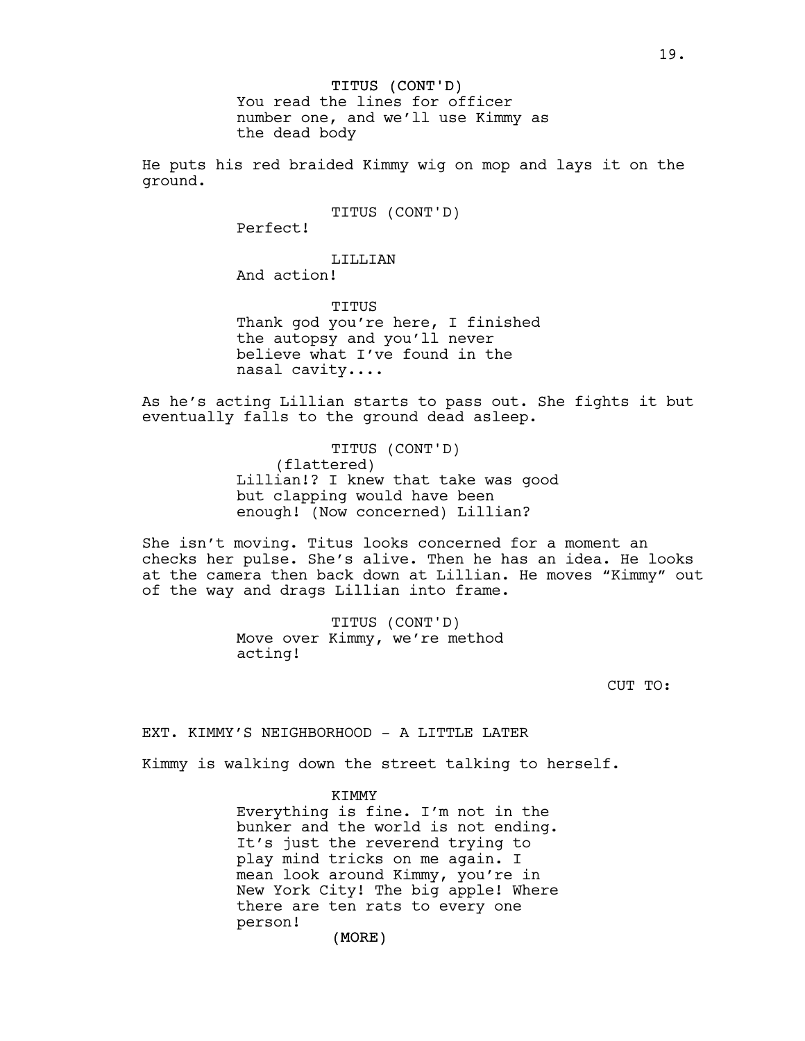TITUS (CONT'D)
You read the lines for officer number one, and we'll use Kimmy as the dead body

He puts his red braided Kimmy wig on mop and lays it on the ground.

TITUS (CONT'D)
Perfect!

LILLIAN
And action!

TITUS
Thank god you're here, I finished the autopsy and you'll never believe what I've found in the nasal cavity....

As he's acting Lillian starts to pass out. She fights it but eventually falls to the ground dead asleep.

TITUS (CONT'D)
(flattered)
Lillian!? I knew that take was good but clapping would have been enough! (Now concerned) Lillian?

She isn't moving. Titus looks concerned for a moment an checks her pulse. She's alive. Then he has an idea. He looks at the camera then back down at Lillian. He moves "Kimmy" out of the way and drags Lillian into frame.

TITUS (CONT'D)
Move over Kimmy, we're method acting!

CUT TO:

EXT. KIMMY'S NEIGHBORHOOD - A LITTLE LATER

Kimmy is walking down the street talking to herself.

KIMMY
Everything is fine. I'm not in the bunker and the world is not ending. It's just the reverend trying to play mind tricks on me again. I mean look around Kimmy, you're in New York City! The big apple! Where there are ten rats to every one person!
(MORE)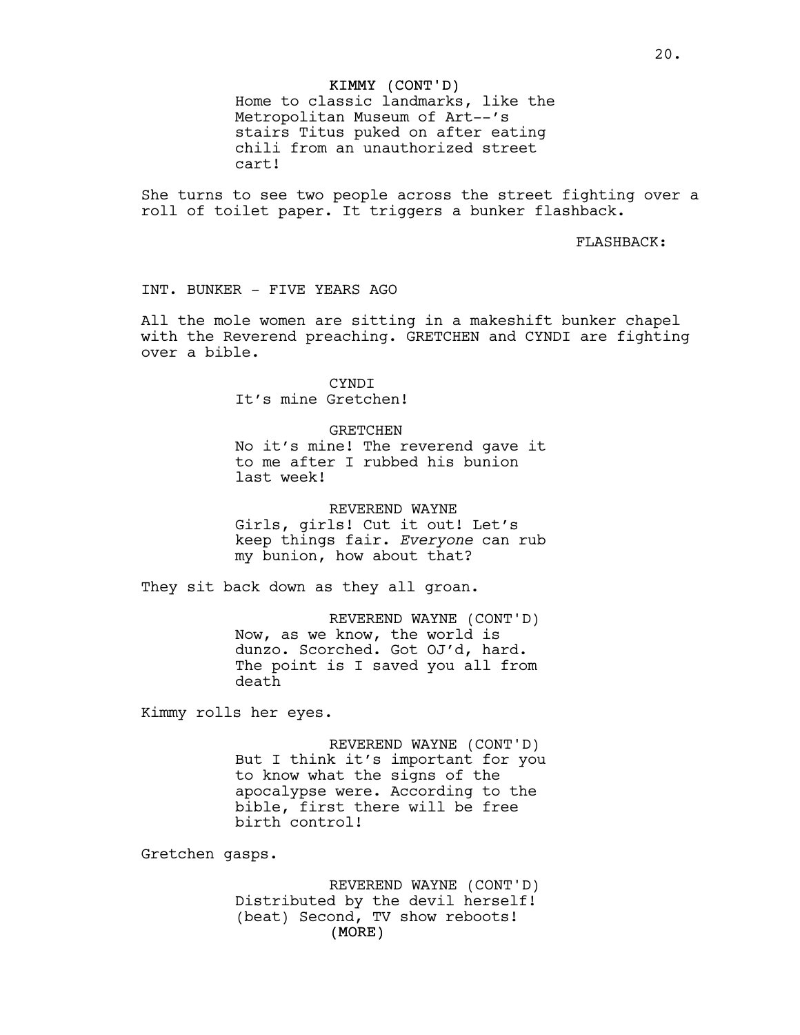KIMMY (CONT'D)
Home to classic landmarks, like the Metropolitan Museum of Art--'s stairs Titus puked on after eating chili from an unauthorized street cart!

She turns to see two people across the street fighting over a roll of toilet paper. It triggers a bunker flashback.

FLASHBACK:

INT. BUNKER - FIVE YEARS AGO

All the mole women are sitting in a makeshift bunker chapel with the Reverend preaching. GRETCHEN and CYNDI are fighting over a bible.

CYNDI
It's mine Gretchen!

GRETCHEN
No it's mine! The reverend gave it to me after I rubbed his bunion last week!

REVEREND WAYNE
Girls, girls! Cut it out! Let's keep things fair. *Everyone* can rub my bunion, how about that?

They sit back down as they all groan.

REVEREND WAYNE (CONT'D)
Now, as we know, the world is dunzo. Scorched. Got OJ'd, hard. The point is I saved you all from death

Kimmy rolls her eyes.

REVEREND WAYNE (CONT'D)
But I think it's important for you to know what the signs of the apocalypse were. According to the bible, first there will be free birth control!

Gretchen gasps.

REVEREND WAYNE (CONT'D)
Distributed by the devil herself! (beat) Second, TV show reboots!
(MORE)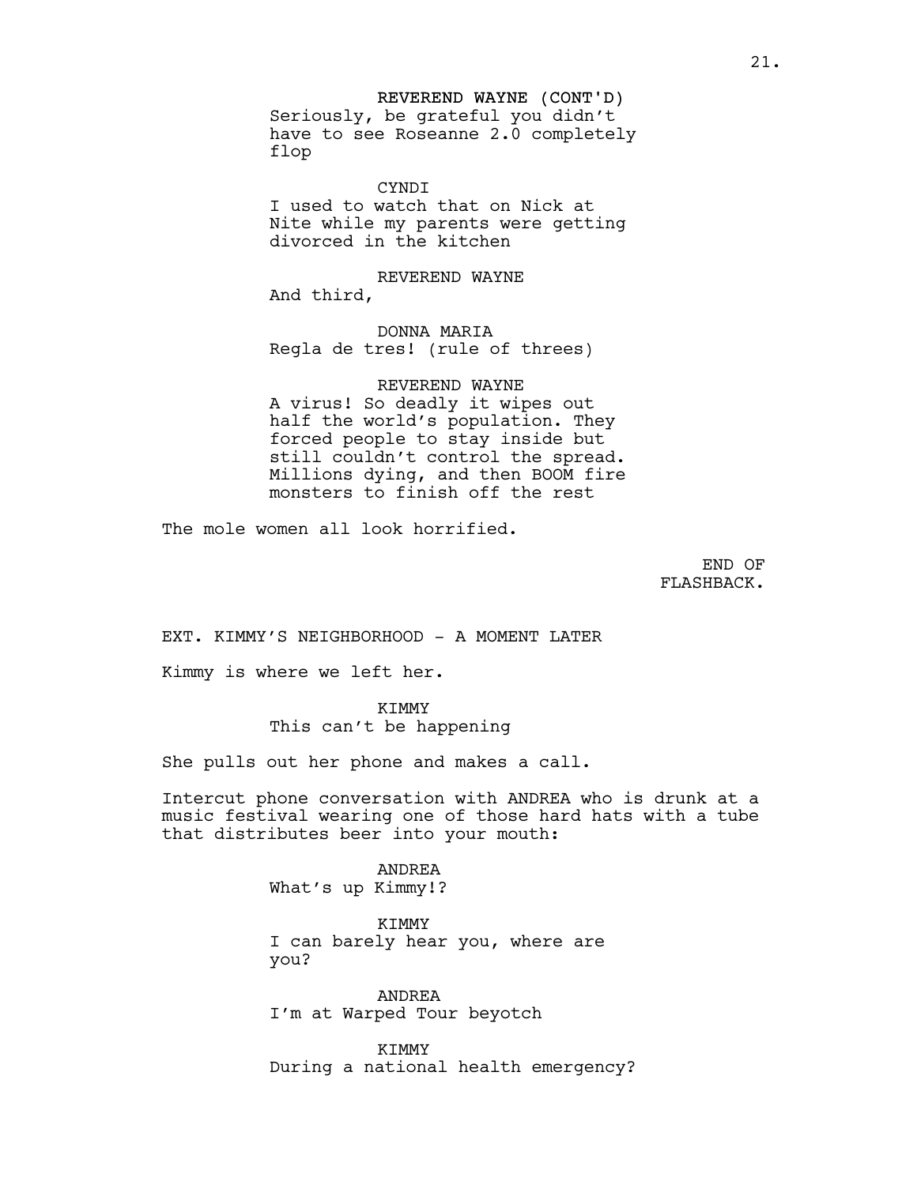REVEREND WAYNE (CONT'D)
Seriously, be grateful you didn't have to see Roseanne 2.0 completely flop

CYNDI
I used to watch that on Nick at Nite while my parents were getting divorced in the kitchen

REVEREND WAYNE
And third,

DONNA MARIA
Regla de tres! (rule of threes)

REVEREND WAYNE
A virus! So deadly it wipes out half the world's population. They forced people to stay inside but still couldn't control the spread. Millions dying, and then BOOM fire monsters to finish off the rest

The mole women all look horrified.

END OF FLASHBACK.

EXT. KIMMY'S NEIGHBORHOOD - A MOMENT LATER

Kimmy is where we left her.

KIMMY
This can't be happening

She pulls out her phone and makes a call.

Intercut phone conversation with ANDREA who is drunk at a music festival wearing one of those hard hats with a tube that distributes beer into your mouth:

ANDREA
What's up Kimmy!?

KIMMY
I can barely hear you, where are you?

ANDREA
I'm at Warped Tour beyotch

KIMMY
During a national health emergency?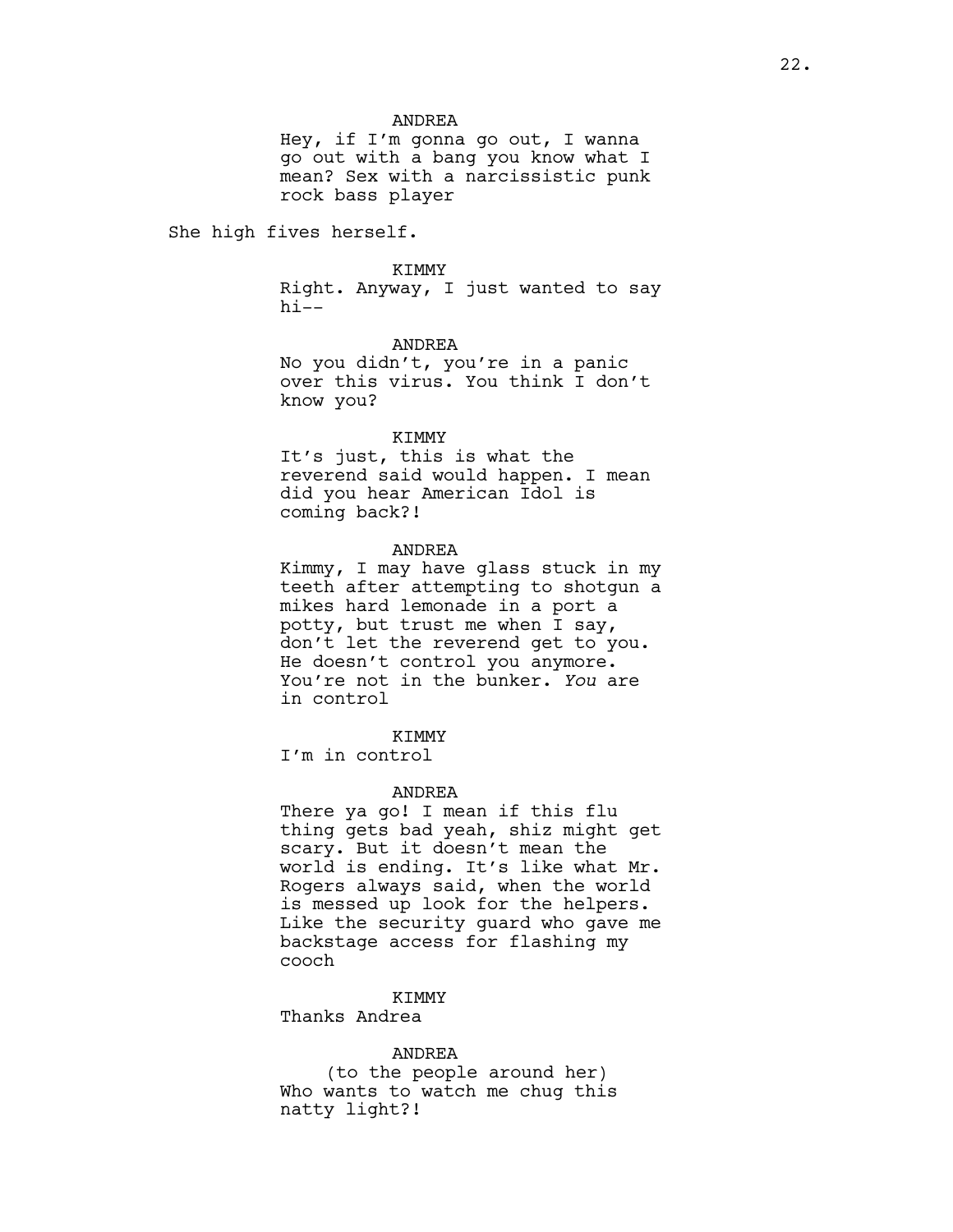ANDREA
Hey, if I'm gonna go out, I wanna go out with a bang you know what I mean? Sex with a narcissistic punk rock bass player

She high fives herself.

KIMMY
Right. Anyway, I just wanted to say hi--

ANDREA
No you didn't, you're in a panic over this virus. You think I don't know you?

KIMMY
It's just, this is what the reverend said would happen. I mean did you hear American Idol is coming back?!

ANDREA
Kimmy, I may have glass stuck in my teeth after attempting to shotgun a mikes hard lemonade in a port a potty, but trust me when I say, don't let the reverend get to you. He doesn't control you anymore. You're not in the bunker. *You* are in control

KIMMY
I'm in control

ANDREA
There ya go! I mean if this flu thing gets bad yeah, shiz might get scary. But it doesn't mean the world is ending. It's like what Mr. Rogers always said, when the world is messed up look for the helpers. Like the security guard who gave me backstage access for flashing my cooch

KIMMY
Thanks Andrea

ANDREA
(to the people around her)
Who wants to watch me chug this natty light?!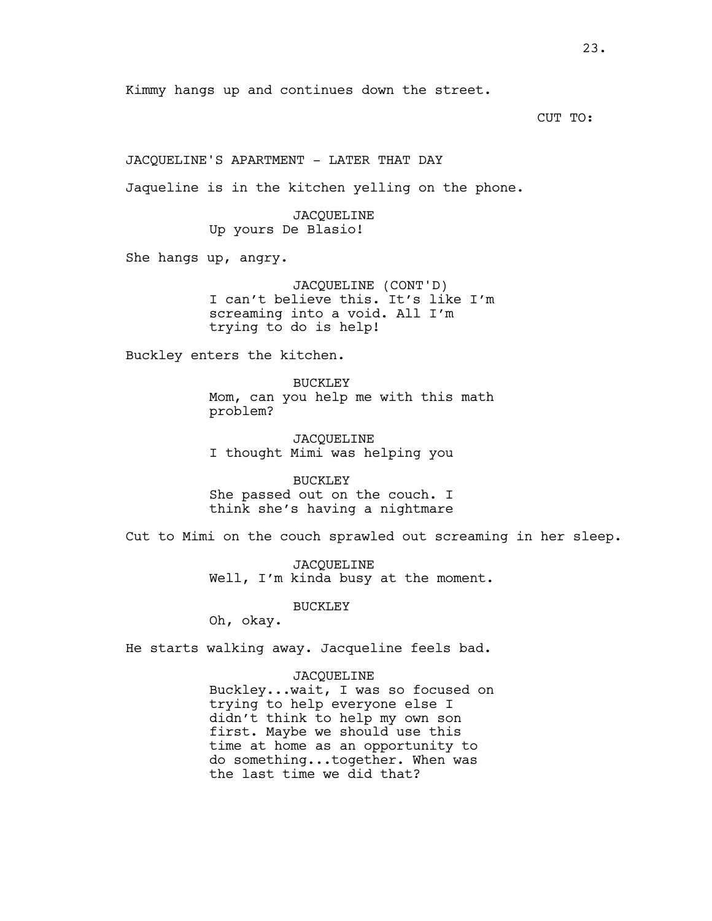Kimmy hangs up and continues down the street.

CUT TO:

JACQUELINE'S APARTMENT - LATER THAT DAY

Jaqueline is in the kitchen yelling on the phone.

JACQUELINE
Up yours De Blasio!

She hangs up, angry.

JACQUELINE (CONT'D)
I can't believe this. It's like I'm screaming into a void. All I'm trying to do is help!

Buckley enters the kitchen.

BUCKLEY
Mom, can you help me with this math problem?

JACQUELINE
I thought Mimi was helping you

BUCKLEY
She passed out on the couch. I think she's having a nightmare

Cut to Mimi on the couch sprawled out screaming in her sleep.

JACQUELINE
Well, I'm kinda busy at the moment.

BUCKLEY
Oh, okay.

He starts walking away. Jacqueline feels bad.

JACQUELINE
Buckley...wait, I was so focused on trying to help everyone else I didn't think to help my own son first. Maybe we should use this time at home as an opportunity to do something...together. When was the last time we did that?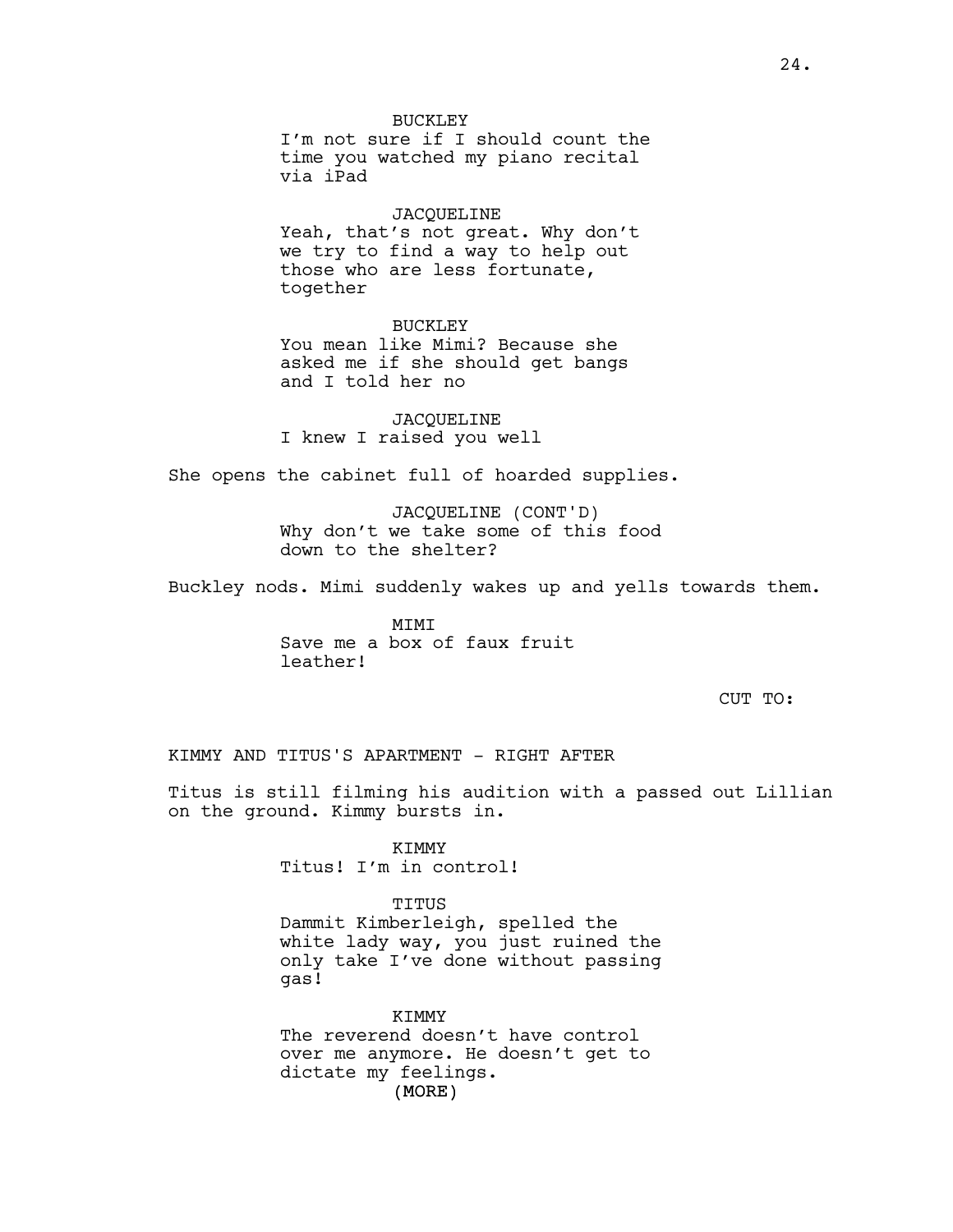BUCKLEY
I'm not sure if I should count the time you watched my piano recital via iPad

JACQUELINE
Yeah, that's not great. Why don't we try to find a way to help out those who are less fortunate, together

BUCKLEY
You mean like Mimi? Because she asked me if she should get bangs and I told her no

JACQUELINE
I knew I raised you well

She opens the cabinet full of hoarded supplies.

JACQUELINE (CONT'D)
Why don't we take some of this food down to the shelter?

Buckley nods. Mimi suddenly wakes up and yells towards them.

MIMI
Save me a box of faux fruit leather!

CUT TO:

KIMMY AND TITUS'S APARTMENT - RIGHT AFTER

Titus is still filming his audition with a passed out Lillian on the ground. Kimmy bursts in.

KIMMY
Titus! I'm in control!

TITUS
Dammit Kimberleigh, spelled the white lady way, you just ruined the only take I've done without passing gas!

KIMMY
The reverend doesn't have control over me anymore. He doesn't get to dictate my feelings.
(MORE)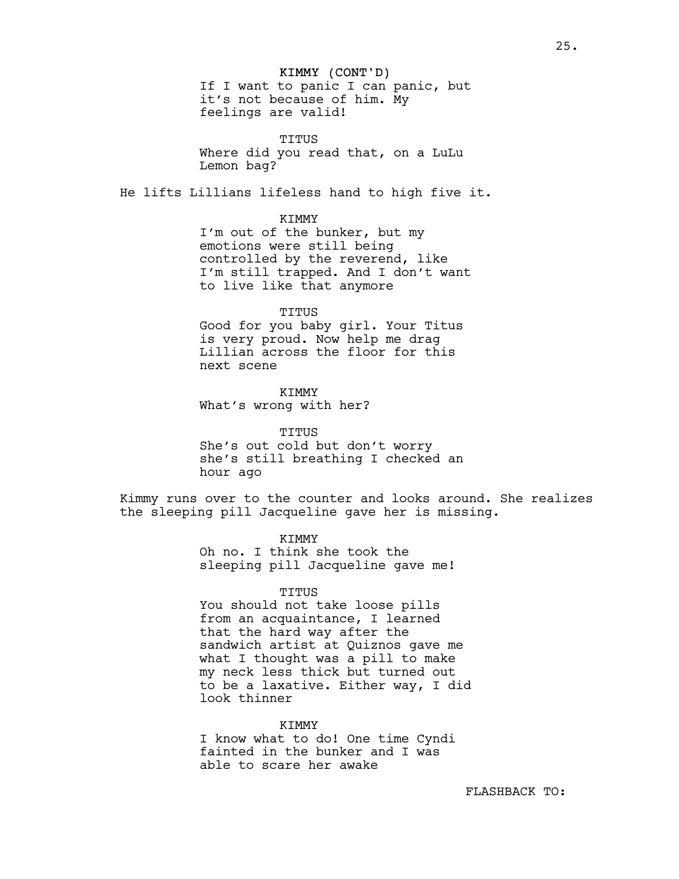KIMMY (CONT'D)
If I want to panic I can panic, but it's not because of him. My feelings are valid!

TITUS
Where did you read that, on a LuLu Lemon bag?

He lifts Lillians lifeless hand to high five it.

KIMMY
I'm out of the bunker, but my emotions were still being controlled by the reverend, like I'm still trapped. And I don't want to live like that anymore

TITUS
Good for you baby girl. Your Titus is very proud. Now help me drag Lillian across the floor for this next scene

KIMMY
What's wrong with her?

TITUS
She's out cold but don't worry she's still breathing I checked an hour ago

Kimmy runs over to the counter and looks around. She realizes the sleeping pill Jacqueline gave her is missing.

KIMMY
Oh no. I think she took the sleeping pill Jacqueline gave me!

TITUS
You should not take loose pills from an acquaintance, I learned that the hard way after the sandwich artist at Quiznos gave me what I thought was a pill to make my neck less thick but turned out to be a laxative. Either way, I did look thinner

KIMMY
I know what to do! One time Cyndi fainted in the bunker and I was able to scare her awake

FLASHBACK TO: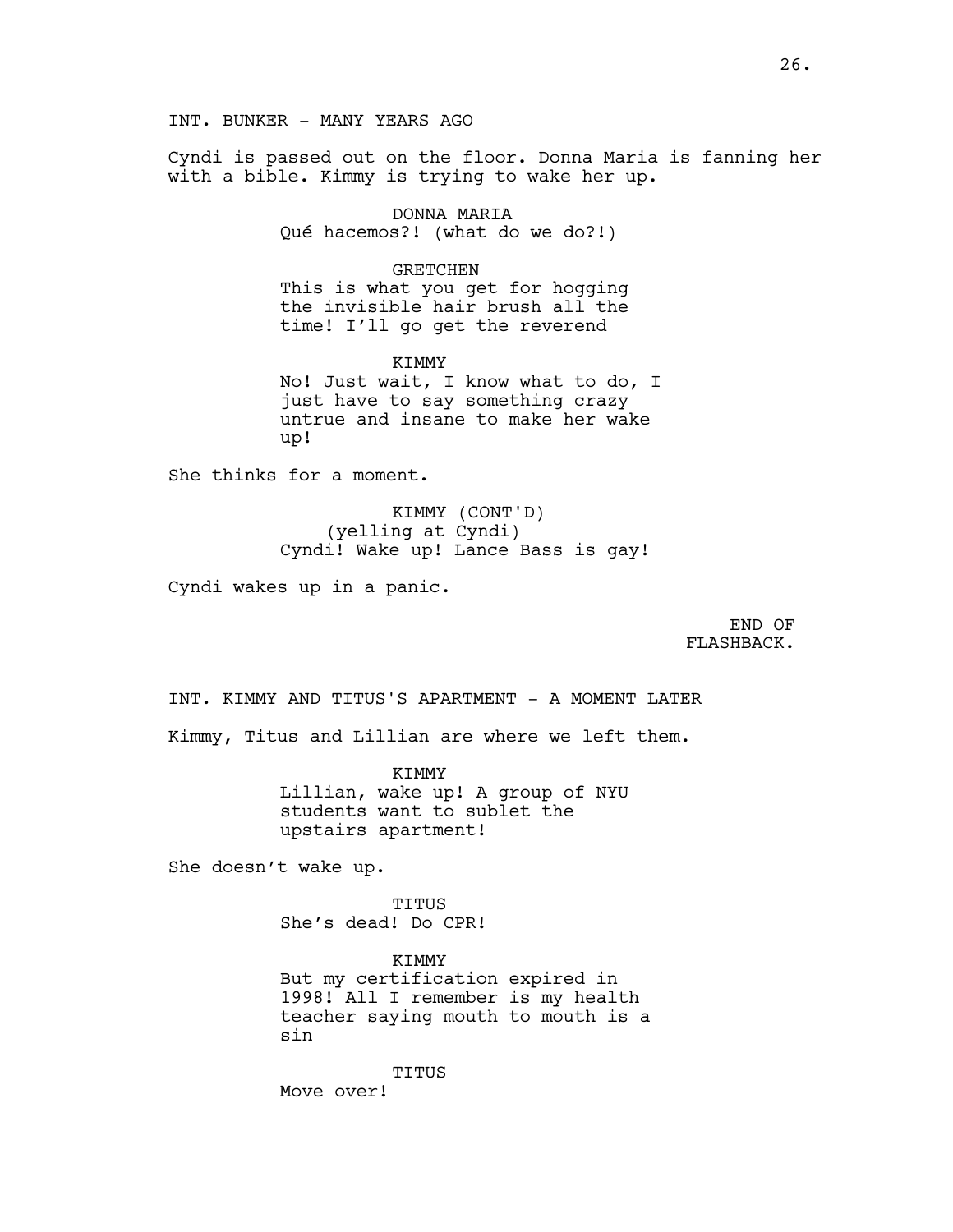INT. BUNKER - MANY YEARS AGO

Cyndi is passed out on the floor. Donna Maria is fanning her with a bible. Kimmy is trying to wake her up.

DONNA MARIA
Qué hacemos?! (what do we do?!)

GRETCHEN
This is what you get for hogging the invisible hair brush all the time! I'll go get the reverend

KIMMY
No! Just wait, I know what to do, I just have to say something crazy untrue and insane to make her wake up!

She thinks for a moment.

KIMMY (CONT'D)
(yelling at Cyndi)
Cyndi! Wake up! Lance Bass is gay!

Cyndi wakes up in a panic.

END OF FLASHBACK.

INT. KIMMY AND TITUS'S APARTMENT - A MOMENT LATER

Kimmy, Titus and Lillian are where we left them.

KIMMY
Lillian, wake up! A group of NYU students want to sublet the upstairs apartment!

She doesn't wake up.

TITUS
She's dead! Do CPR!

KIMMY
But my certification expired in 1998! All I remember is my health teacher saying mouth to mouth is a sin

TITUS
Move over!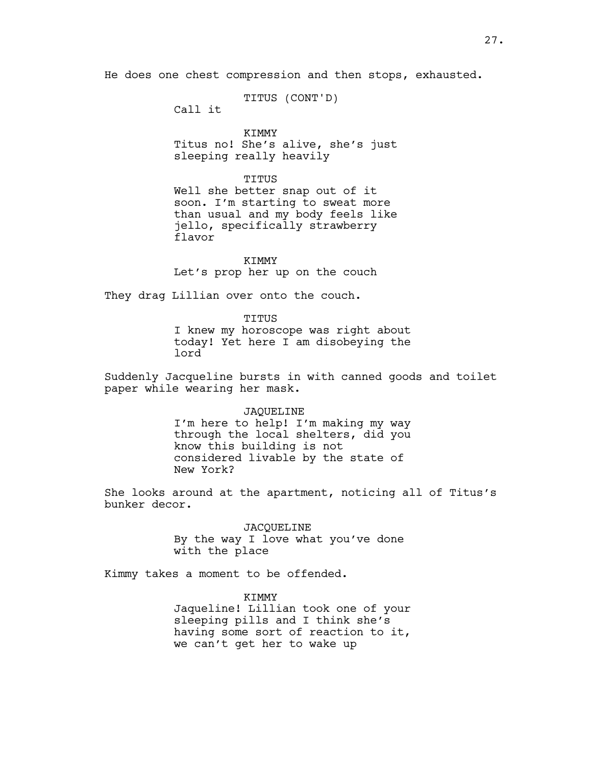He does one chest compression and then stops, exhausted.

TITUS (CONT'D)
Call it

KIMMY
Titus no! She's alive, she's just sleeping really heavily

TITUS
Well she better snap out of it soon. I'm starting to sweat more than usual and my body feels like jello, specifically strawberry flavor

KIMMY
Let's prop her up on the couch

They drag Lillian over onto the couch.

TITUS
I knew my horoscope was right about today! Yet here I am disobeying the lord

Suddenly Jacqueline bursts in with canned goods and toilet paper while wearing her mask.

JAQUELINE
I'm here to help! I'm making my way through the local shelters, did you know this building is not considered livable by the state of New York?

She looks around at the apartment, noticing all of Titus's bunker decor.

JACQUELINE
By the way I love what you've done with the place

Kimmy takes a moment to be offended.

KIMMY
Jaqueline! Lillian took one of your sleeping pills and I think she's having some sort of reaction to it, we can't get her to wake up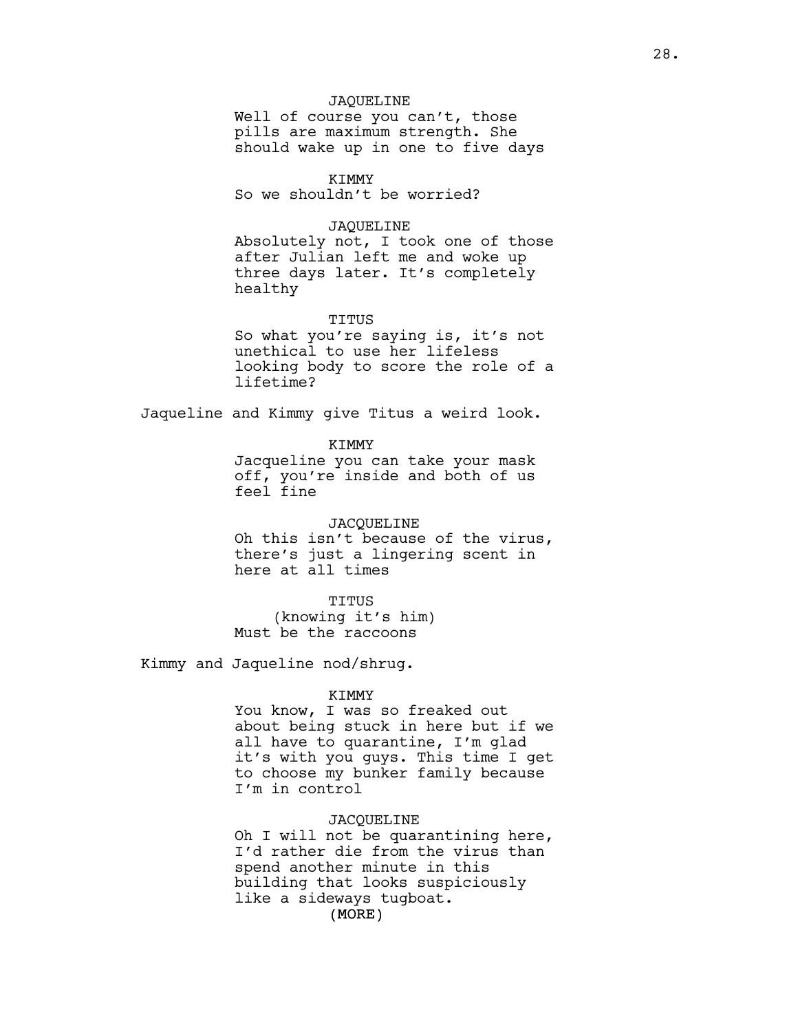JAQUELINE
Well of course you can't, those pills are maximum strength. She should wake up in one to five days

KIMMY
So we shouldn't be worried?

JAQUELINE
Absolutely not, I took one of those after Julian left me and woke up three days later. It's completely healthy

TITUS
So what you're saying is, it's not unethical to use her lifeless looking body to score the role of a lifetime?

Jaqueline and Kimmy give Titus a weird look.

KIMMY
Jacqueline you can take your mask off, you're inside and both of us feel fine

JACQUELINE
Oh this isn't because of the virus, there's just a lingering scent in here at all times

TITUS
(knowing it's him)
Must be the raccoons

Kimmy and Jaqueline nod/shrug.

KIMMY
You know, I was so freaked out about being stuck in here but if we all have to quarantine, I'm glad it's with you guys. This time I get to choose my bunker family because I'm in control

JACQUELINE
Oh I will not be quarantining here, I'd rather die from the virus than spend another minute in this building that looks suspiciously like a sideways tugboat.
(MORE)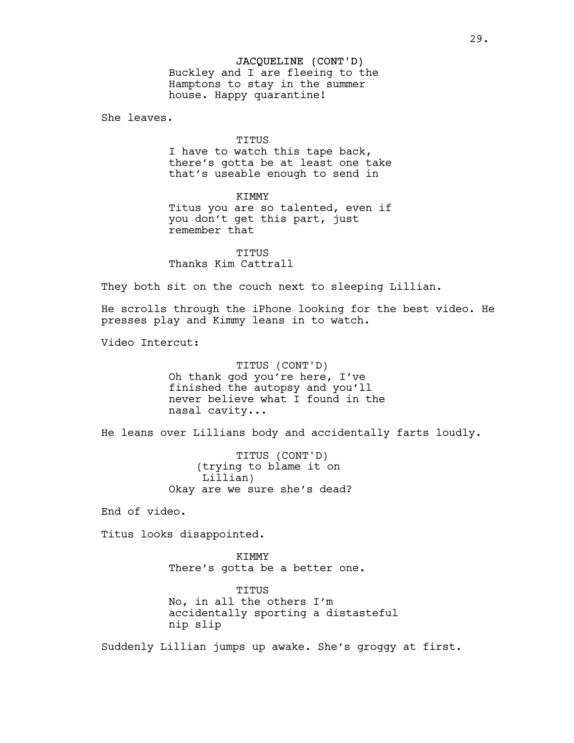JACQUELINE (CONT'D)
Buckley and I are fleeing to the Hamptons to stay in the summer house. Happy quarantine!

She leaves.

TITUS
I have to watch this tape back, there's gotta be at least one take that's useable enough to send in

KIMMY
Titus you are so talented, even if you don't get this part, just remember that

TITUS
Thanks Kim Cattrall

They both sit on the couch next to sleeping Lillian.

He scrolls through the iPhone looking for the best video. He presses play and Kimmy leans in to watch.

Video Intercut:

TITUS (CONT'D)
Oh thank god you're here, I've finished the autopsy and you'll never believe what I found in the nasal cavity...

He leans over Lillians body and accidentally farts loudly.

TITUS (CONT'D)
(trying to blame it on Lillian)
Okay are we sure she's dead?

End of video.

Titus looks disappointed.

KIMMY
There's gotta be a better one.

TITUS
No, in all the others I'm accidentally sporting a distasteful nip slip

Suddenly Lillian jumps up awake. She's groggy at first.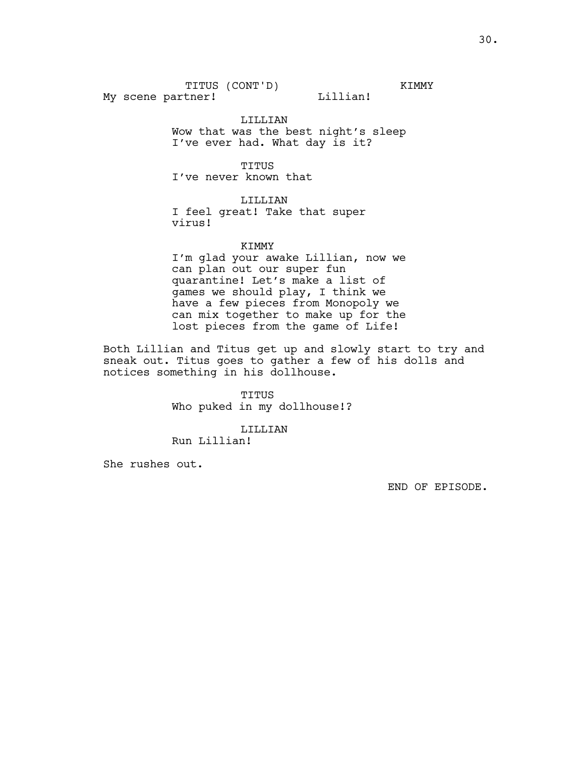TITUS (CONT'D)
My scene partner!

KIMMY
Lillian!

LILLIAN
Wow that was the best night's sleep I've ever had. What day is it?

TITUS
I've never known that

LILLIAN
I feel great! Take that super virus!

KIMMY
I'm glad your awake Lillian, now we can plan out our super fun quarantine! Let's make a list of games we should play, I think we have a few pieces from Monopoly we can mix together to make up for the lost pieces from the game of Life!

Both Lillian and Titus get up and slowly start to try and sneak out. Titus goes to gather a few of his dolls and notices something in his dollhouse.

TITUS
Who puked in my dollhouse!?

LILLIAN
Run Lillian!

She rushes out.

END OF EPISODE.